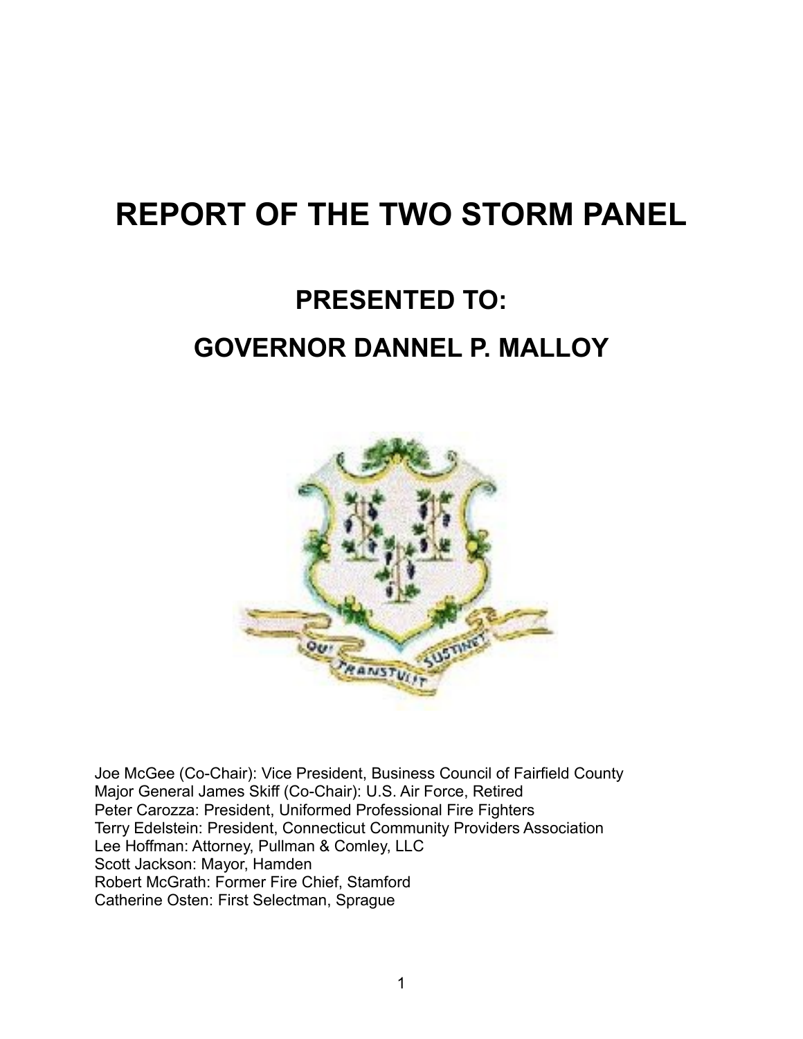# REPORT OF THE TWO STORM PANEL

## PRESENTED TO:

## GOVERNOR DANNEL P. MALLOY

Joe McGee (Co-Chair): Vice President, Business Council of Fairfield County
Major General James Skiff (Co-Chair): U.S. Air Force, Retired
Peter Carozza: President, Uniformed Professional Fire Fighters
Terry Edelstein: President, Connecticut Community Providers Association
Lee Hoffman: Attorney, Pullman & Comley, LLC
Scott Jackson: Mayor, Hamden
Robert McGrath: Former Fire Chief, Stamford
Catherine Osten: First Selectman, Sprague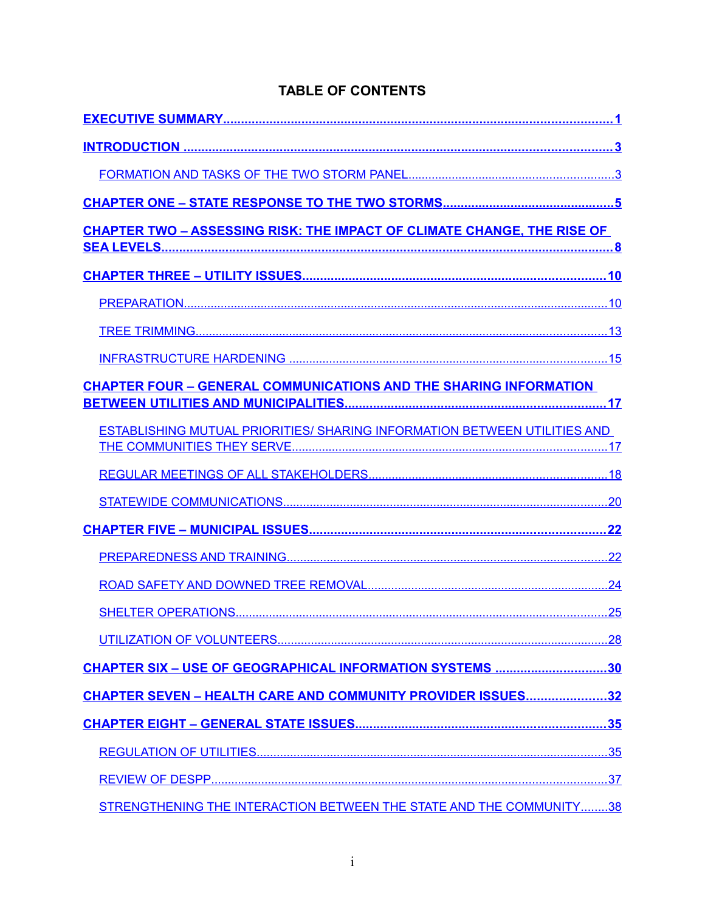# TABLE OF CONTENTS

**EXECUTIVE SUMMARY** .......... **1**

**INTRODUCTION** .......... **3**

- FORMATION AND TASKS OF THE TWO STORM PANEL .......... 3

**CHAPTER ONE – STATE RESPONSE TO THE TWO STORMS** .......... **5**

**CHAPTER TWO – ASSESSING RISK: THE IMPACT OF CLIMATE CHANGE, THE RISE OF SEA LEVELS** .......... **8**

**CHAPTER THREE – UTILITY ISSUES** .......... **10**

- PREPARATION .......... 10
- TREE TRIMMING .......... 13
- INFRASTRUCTURE HARDENING .......... 15

**CHAPTER FOUR – GENERAL COMMUNICATIONS AND THE SHARING INFORMATION BETWEEN UTILITIES AND MUNICIPALITIES** .......... **17**

- ESTABLISHING MUTUAL PRIORITIES/ SHARING INFORMATION BETWEEN UTILITIES AND THE COMMUNITIES THEY SERVE .......... 17
- REGULAR MEETINGS OF ALL STAKEHOLDERS .......... 18
- STATEWIDE COMMUNICATIONS .......... 20

**CHAPTER FIVE – MUNICIPAL ISSUES** .......... **22**

- PREPAREDNESS AND TRAINING .......... 22
- ROAD SAFETY AND DOWNED TREE REMOVAL .......... 24
- SHELTER OPERATIONS .......... 25
- UTILIZATION OF VOLUNTEERS .......... 28

**CHAPTER SIX – USE OF GEOGRAPHICAL INFORMATION SYSTEMS** .......... **30**

**CHAPTER SEVEN – HEALTH CARE AND COMMUNITY PROVIDER ISSUES** .......... **32**

**CHAPTER EIGHT – GENERAL STATE ISSUES** .......... **35**

- REGULATION OF UTILITIES .......... 35
- REVIEW OF DESPP .......... 37
- STRENGTHENING THE INTERACTION BETWEEN THE STATE AND THE COMMUNITY .......... 38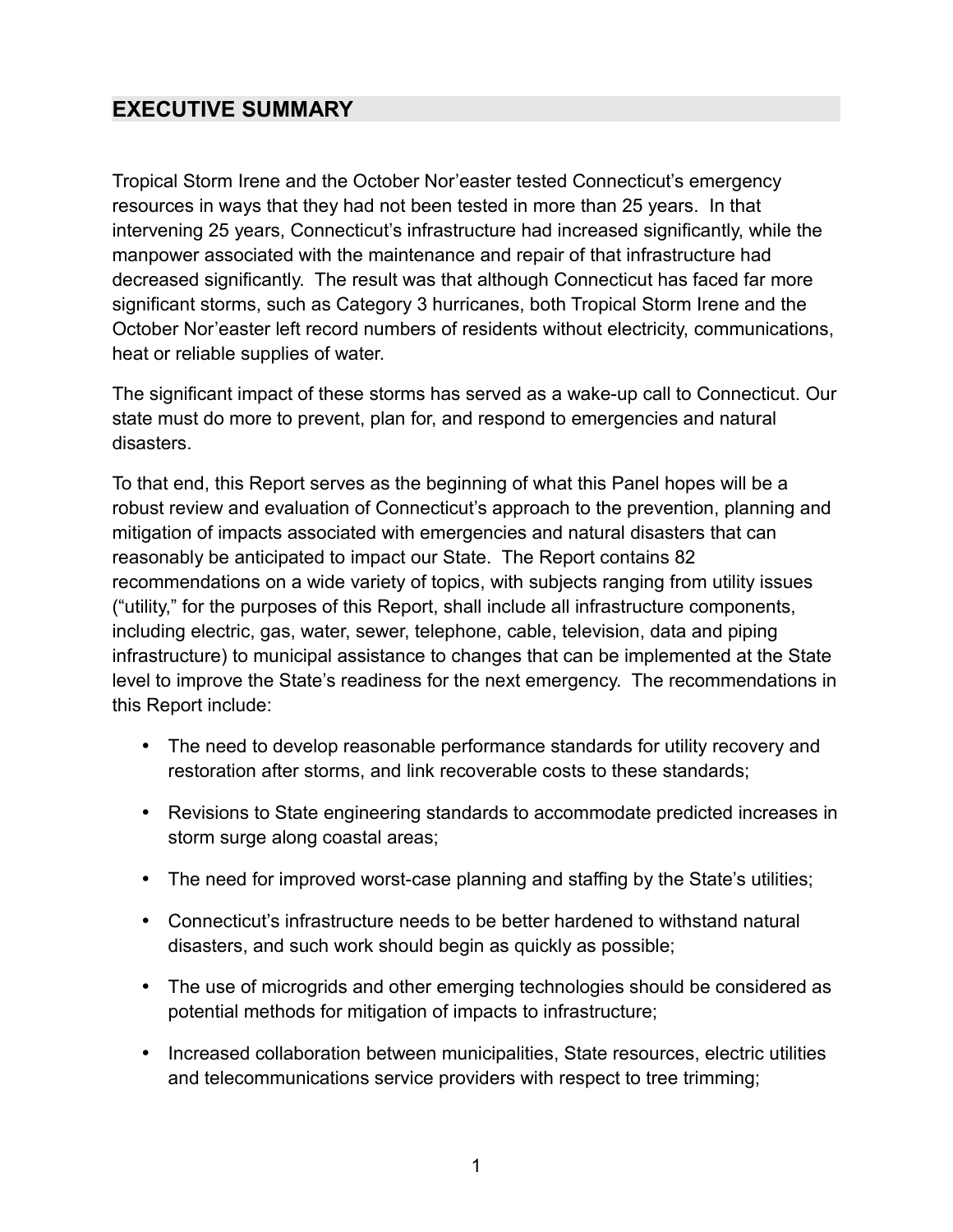## EXECUTIVE SUMMARY

Tropical Storm Irene and the October Nor'easter tested Connecticut's emergency resources in ways that they had not been tested in more than 25 years. In that intervening 25 years, Connecticut's infrastructure had increased significantly, while the manpower associated with the maintenance and repair of that infrastructure had decreased significantly. The result was that although Connecticut has faced far more significant storms, such as Category 3 hurricanes, both Tropical Storm Irene and the October Nor'easter left record numbers of residents without electricity, communications, heat or reliable supplies of water.

The significant impact of these storms has served as a wake-up call to Connecticut. Our state must do more to prevent, plan for, and respond to emergencies and natural disasters.

To that end, this Report serves as the beginning of what this Panel hopes will be a robust review and evaluation of Connecticut's approach to the prevention, planning and mitigation of impacts associated with emergencies and natural disasters that can reasonably be anticipated to impact our State. The Report contains 82 recommendations on a wide variety of topics, with subjects ranging from utility issues ("utility," for the purposes of this Report, shall include all infrastructure components, including electric, gas, water, sewer, telephone, cable, television, data and piping infrastructure) to municipal assistance to changes that can be implemented at the State level to improve the State's readiness for the next emergency. The recommendations in this Report include:

- The need to develop reasonable performance standards for utility recovery and restoration after storms, and link recoverable costs to these standards;
- Revisions to State engineering standards to accommodate predicted increases in storm surge along coastal areas;
- The need for improved worst-case planning and staffing by the State's utilities;
- Connecticut's infrastructure needs to be better hardened to withstand natural disasters, and such work should begin as quickly as possible;
- The use of microgrids and other emerging technologies should be considered as potential methods for mitigation of impacts to infrastructure;
- Increased collaboration between municipalities, State resources, electric utilities and telecommunications service providers with respect to tree trimming;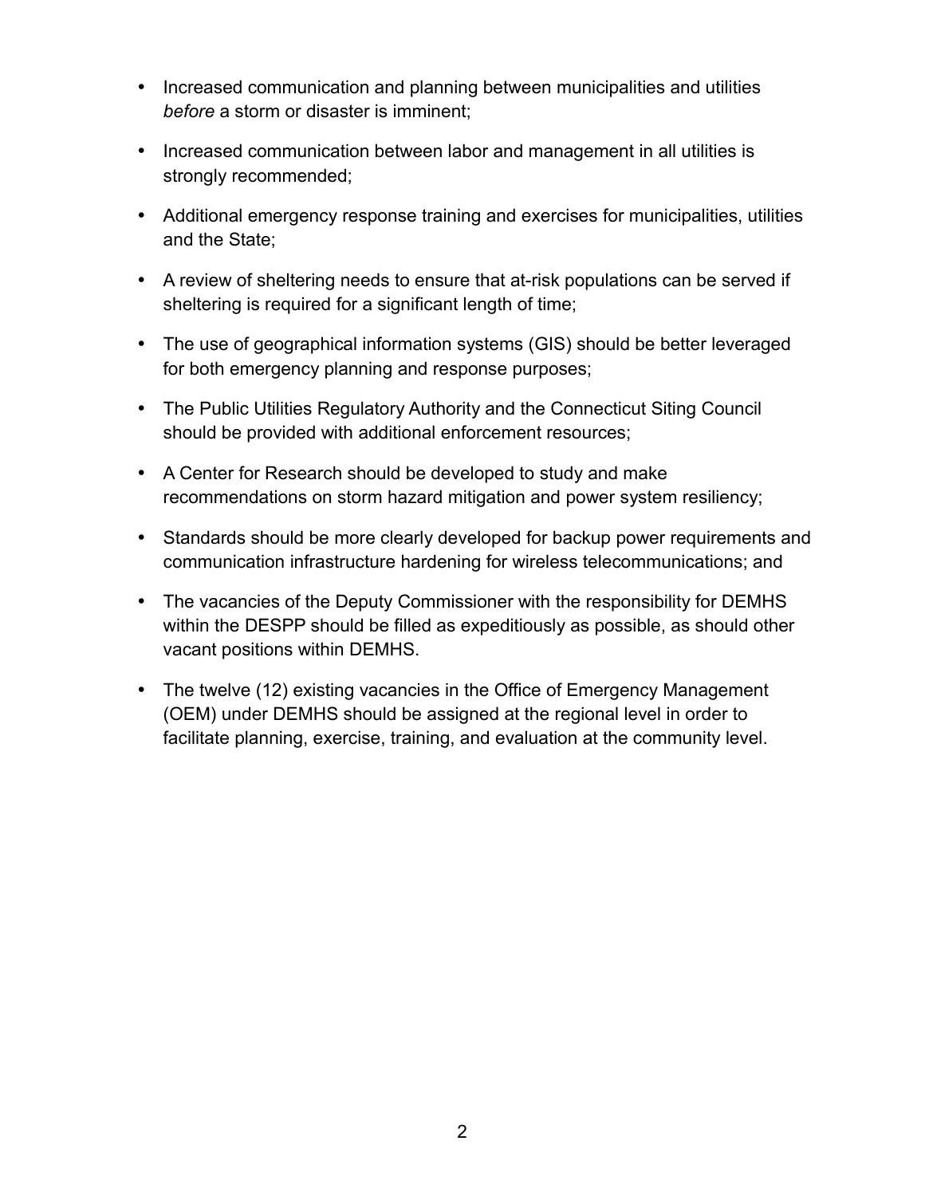- Increased communication and planning between municipalities and utilities *before* a storm or disaster is imminent;
- Increased communication between labor and management in all utilities is strongly recommended;
- Additional emergency response training and exercises for municipalities, utilities and the State;
- A review of sheltering needs to ensure that at-risk populations can be served if sheltering is required for a significant length of time;
- The use of geographical information systems (GIS) should be better leveraged for both emergency planning and response purposes;
- The Public Utilities Regulatory Authority and the Connecticut Siting Council should be provided with additional enforcement resources;
- A Center for Research should be developed to study and make recommendations on storm hazard mitigation and power system resiliency;
- Standards should be more clearly developed for backup power requirements and communication infrastructure hardening for wireless telecommunications; and
- The vacancies of the Deputy Commissioner with the responsibility for DEMHS within the DESPP should be filled as expeditiously as possible, as should other vacant positions within DEMHS.
- The twelve (12) existing vacancies in the Office of Emergency Management (OEM) under DEMHS should be assigned at the regional level in order to facilitate planning, exercise, training, and evaluation at the community level.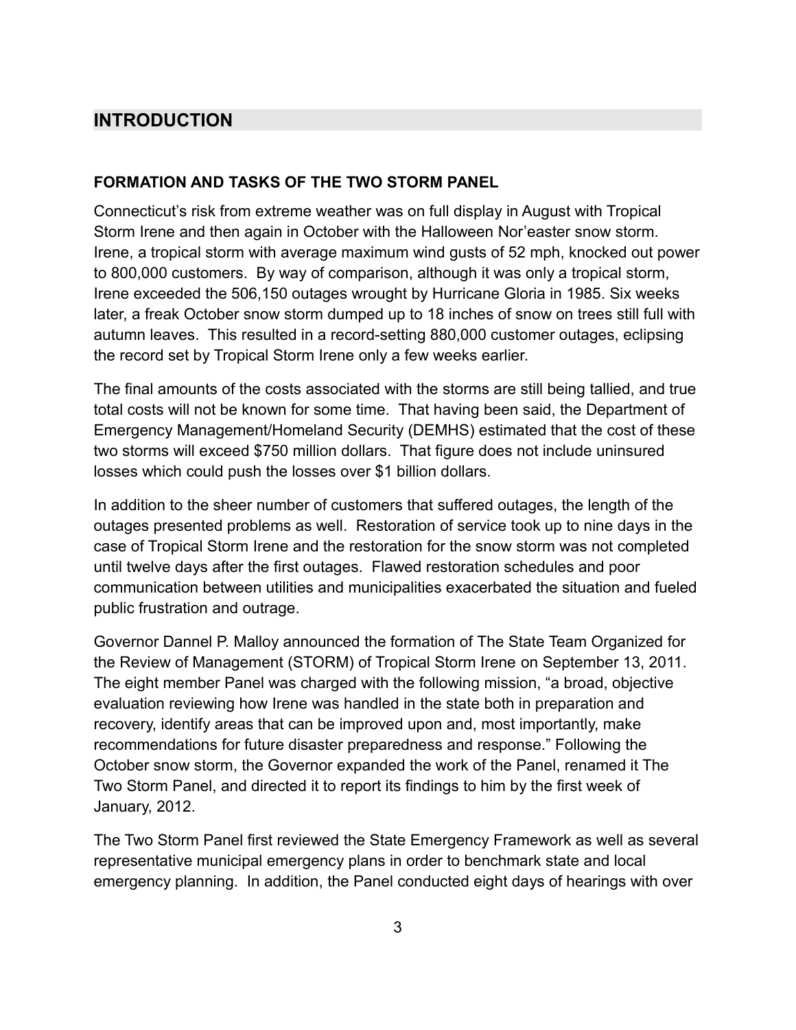# INTRODUCTION

## FORMATION AND TASKS OF THE TWO STORM PANEL

Connecticut's risk from extreme weather was on full display in August with Tropical Storm Irene and then again in October with the Halloween Nor'easter snow storm. Irene, a tropical storm with average maximum wind gusts of 52 mph, knocked out power to 800,000 customers. By way of comparison, although it was only a tropical storm, Irene exceeded the 506,150 outages wrought by Hurricane Gloria in 1985. Six weeks later, a freak October snow storm dumped up to 18 inches of snow on trees still full with autumn leaves. This resulted in a record-setting 880,000 customer outages, eclipsing the record set by Tropical Storm Irene only a few weeks earlier.

The final amounts of the costs associated with the storms are still being tallied, and true total costs will not be known for some time. That having been said, the Department of Emergency Management/Homeland Security (DEMHS) estimated that the cost of these two storms will exceed $750 million dollars. That figure does not include uninsured losses which could push the losses over $1 billion dollars.

In addition to the sheer number of customers that suffered outages, the length of the outages presented problems as well. Restoration of service took up to nine days in the case of Tropical Storm Irene and the restoration for the snow storm was not completed until twelve days after the first outages. Flawed restoration schedules and poor communication between utilities and municipalities exacerbated the situation and fueled public frustration and outrage.

Governor Dannel P. Malloy announced the formation of The State Team Organized for the Review of Management (STORM) of Tropical Storm Irene on September 13, 2011. The eight member Panel was charged with the following mission, "a broad, objective evaluation reviewing how Irene was handled in the state both in preparation and recovery, identify areas that can be improved upon and, most importantly, make recommendations for future disaster preparedness and response." Following the October snow storm, the Governor expanded the work of the Panel, renamed it The Two Storm Panel, and directed it to report its findings to him by the first week of January, 2012.

The Two Storm Panel first reviewed the State Emergency Framework as well as several representative municipal emergency plans in order to benchmark state and local emergency planning. In addition, the Panel conducted eight days of hearings with over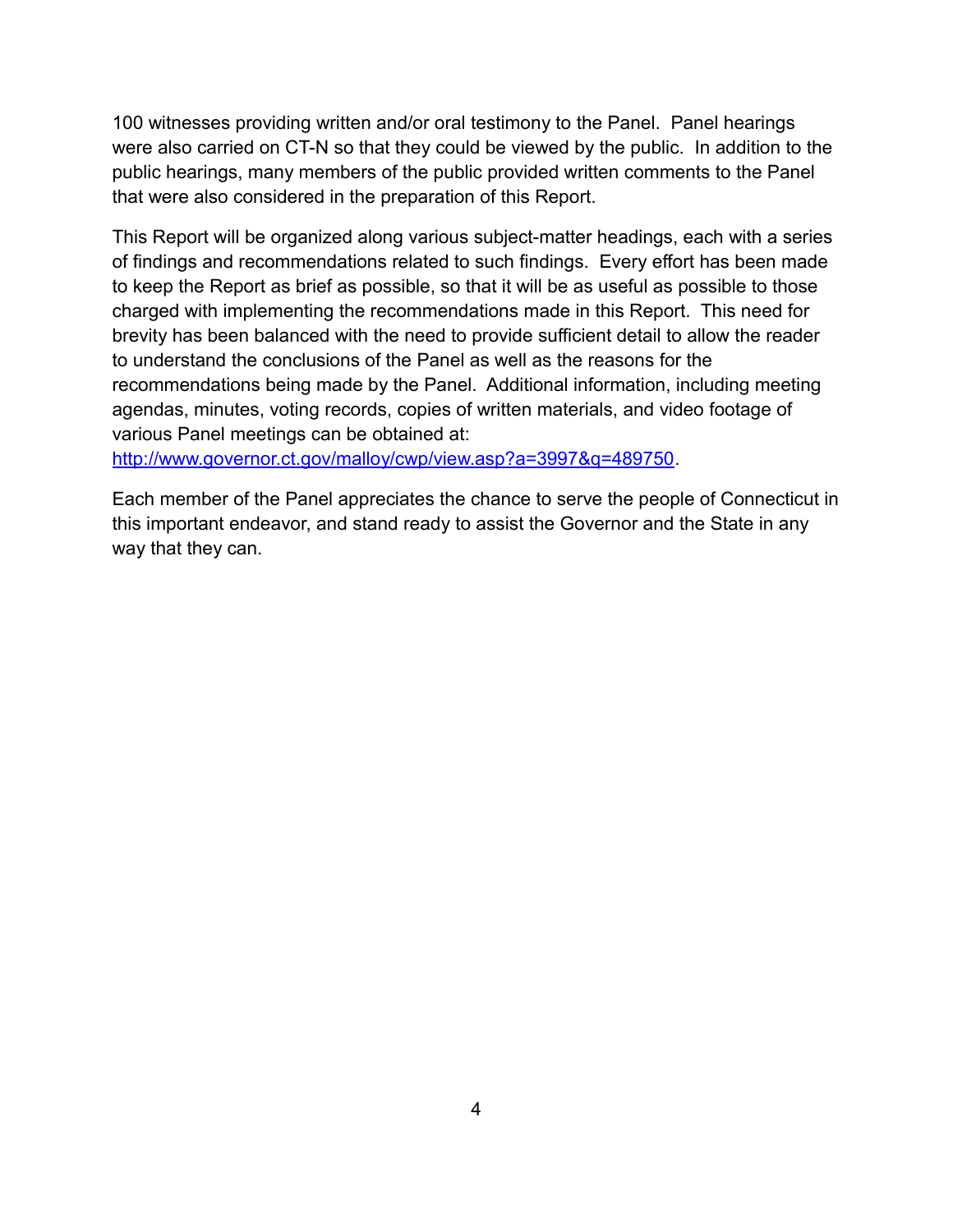100 witnesses providing written and/or oral testimony to the Panel. Panel hearings were also carried on CT-N so that they could be viewed by the public. In addition to the public hearings, many members of the public provided written comments to the Panel that were also considered in the preparation of this Report.

This Report will be organized along various subject-matter headings, each with a series of findings and recommendations related to such findings. Every effort has been made to keep the Report as brief as possible, so that it will be as useful as possible to those charged with implementing the recommendations made in this Report. This need for brevity has been balanced with the need to provide sufficient detail to allow the reader to understand the conclusions of the Panel as well as the reasons for the recommendations being made by the Panel. Additional information, including meeting agendas, minutes, voting records, copies of written materials, and video footage of various Panel meetings can be obtained at: [http://www.governor.ct.gov/malloy/cwp/view.asp?a=3997&q=489750](http://www.governor.ct.gov/malloy/cwp/view.asp?a=3997&q=489750).

Each member of the Panel appreciates the chance to serve the people of Connecticut in this important endeavor, and stand ready to assist the Governor and the State in any way that they can.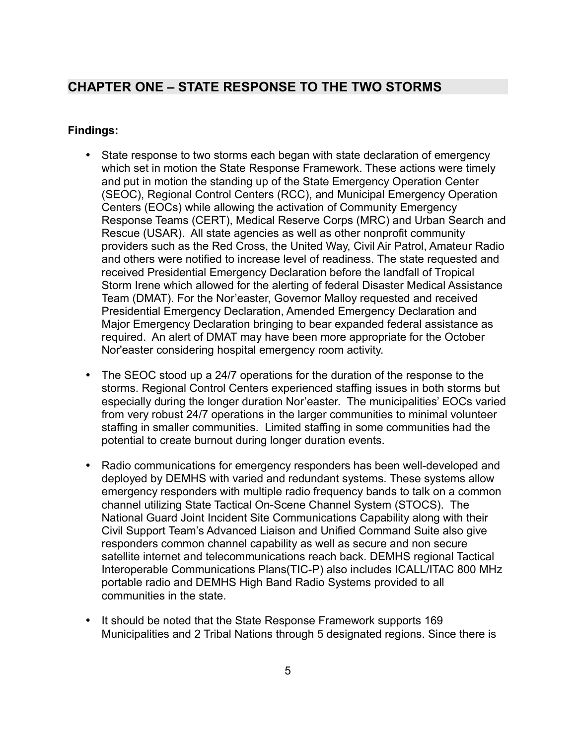## CHAPTER ONE – STATE RESPONSE TO THE TWO STORMS

**Findings:**

- State response to two storms each began with state declaration of emergency which set in motion the State Response Framework. These actions were timely and put in motion the standing up of the State Emergency Operation Center (SEOC), Regional Control Centers (RCC), and Municipal Emergency Operation Centers (EOCs) while allowing the activation of Community Emergency Response Teams (CERT), Medical Reserve Corps (MRC) and Urban Search and Rescue (USAR). All state agencies as well as other nonprofit community providers such as the Red Cross, the United Way, Civil Air Patrol, Amateur Radio and others were notified to increase level of readiness. The state requested and received Presidential Emergency Declaration before the landfall of Tropical Storm Irene which allowed for the alerting of federal Disaster Medical Assistance Team (DMAT). For the Nor'easter, Governor Malloy requested and received Presidential Emergency Declaration, Amended Emergency Declaration and Major Emergency Declaration bringing to bear expanded federal assistance as required. An alert of DMAT may have been more appropriate for the October Nor'easter considering hospital emergency room activity.

- The SEOC stood up a 24/7 operations for the duration of the response to the storms. Regional Control Centers experienced staffing issues in both storms but especially during the longer duration Nor'easter. The municipalities' EOCs varied from very robust 24/7 operations in the larger communities to minimal volunteer staffing in smaller communities. Limited staffing in some communities had the potential to create burnout during longer duration events.

- Radio communications for emergency responders has been well-developed and deployed by DEMHS with varied and redundant systems. These systems allow emergency responders with multiple radio frequency bands to talk on a common channel utilizing State Tactical On-Scene Channel System (STOCS). The National Guard Joint Incident Site Communications Capability along with their Civil Support Team's Advanced Liaison and Unified Command Suite also give responders common channel capability as well as secure and non secure satellite internet and telecommunications reach back. DEMHS regional Tactical Interoperable Communications Plans(TIC-P) also includes ICALL/ITAC 800 MHz portable radio and DEMHS High Band Radio Systems provided to all communities in the state.

- It should be noted that the State Response Framework supports 169 Municipalities and 2 Tribal Nations through 5 designated regions. Since there is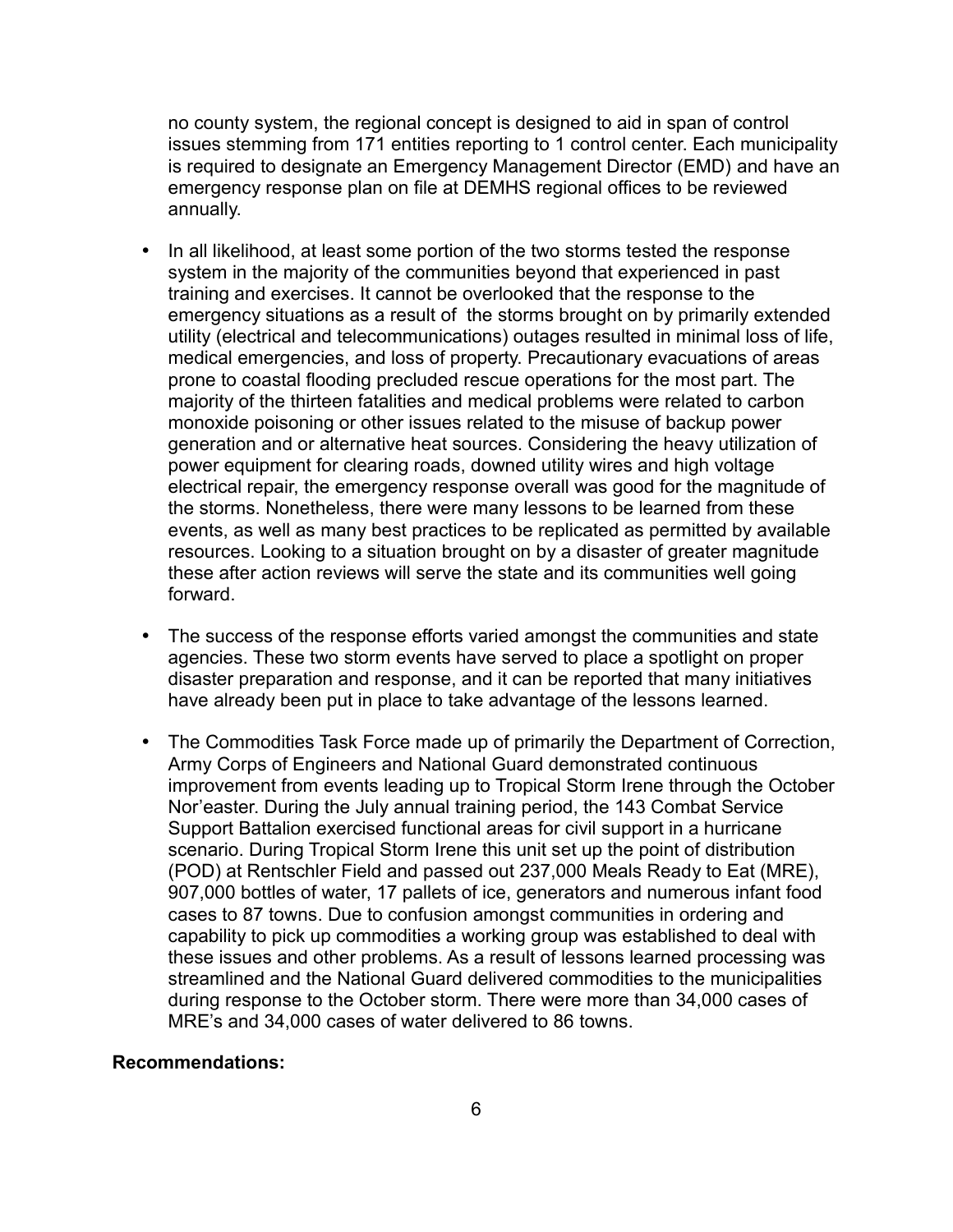no county system, the regional concept is designed to aid in span of control issues stemming from 171 entities reporting to 1 control center. Each municipality is required to designate an Emergency Management Director (EMD) and have an emergency response plan on file at DEMHS regional offices to be reviewed annually.

- In all likelihood, at least some portion of the two storms tested the response system in the majority of the communities beyond that experienced in past training and exercises. It cannot be overlooked that the response to the emergency situations as a result of the storms brought on by primarily extended utility (electrical and telecommunications) outages resulted in minimal loss of life, medical emergencies, and loss of property. Precautionary evacuations of areas prone to coastal flooding precluded rescue operations for the most part. The majority of the thirteen fatalities and medical problems were related to carbon monoxide poisoning or other issues related to the misuse of backup power generation and or alternative heat sources. Considering the heavy utilization of power equipment for clearing roads, downed utility wires and high voltage electrical repair, the emergency response overall was good for the magnitude of the storms. Nonetheless, there were many lessons to be learned from these events, as well as many best practices to be replicated as permitted by available resources. Looking to a situation brought on by a disaster of greater magnitude these after action reviews will serve the state and its communities well going forward.

- The success of the response efforts varied amongst the communities and state agencies. These two storm events have served to place a spotlight on proper disaster preparation and response, and it can be reported that many initiatives have already been put in place to take advantage of the lessons learned.

- The Commodities Task Force made up of primarily the Department of Correction, Army Corps of Engineers and National Guard demonstrated continuous improvement from events leading up to Tropical Storm Irene through the October Nor'easter. During the July annual training period, the 143 Combat Service Support Battalion exercised functional areas for civil support in a hurricane scenario. During Tropical Storm Irene this unit set up the point of distribution (POD) at Rentschler Field and passed out 237,000 Meals Ready to Eat (MRE), 907,000 bottles of water, 17 pallets of ice, generators and numerous infant food cases to 87 towns. Due to confusion amongst communities in ordering and capability to pick up commodities a working group was established to deal with these issues and other problems. As a result of lessons learned processing was streamlined and the National Guard delivered commodities to the municipalities during response to the October storm. There were more than 34,000 cases of MRE's and 34,000 cases of water delivered to 86 towns.

**Recommendations:**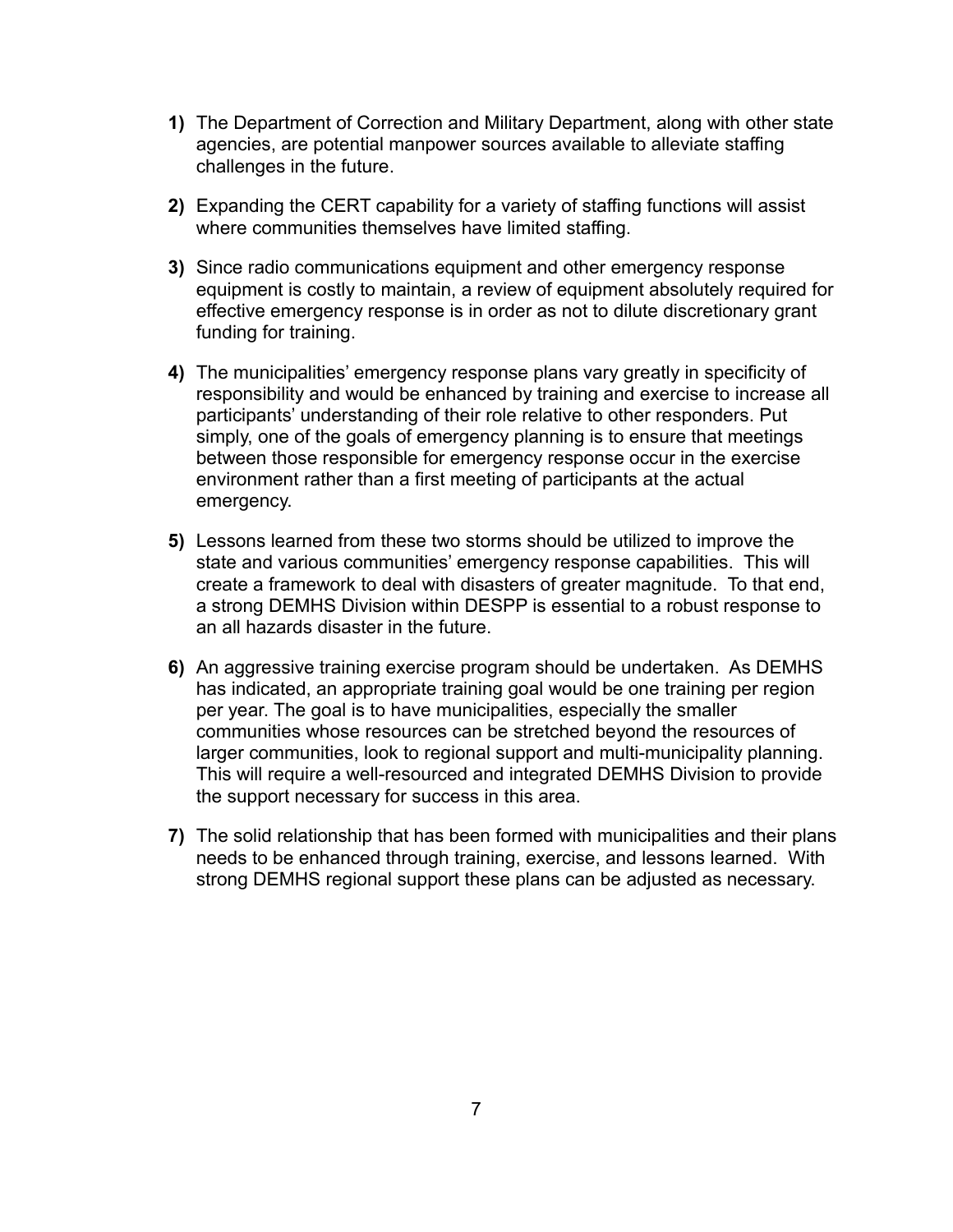**1)** The Department of Correction and Military Department, along with other state agencies, are potential manpower sources available to alleviate staffing challenges in the future.

**2)** Expanding the CERT capability for a variety of staffing functions will assist where communities themselves have limited staffing.

**3)** Since radio communications equipment and other emergency response equipment is costly to maintain, a review of equipment absolutely required for effective emergency response is in order as not to dilute discretionary grant funding for training.

**4)** The municipalities' emergency response plans vary greatly in specificity of responsibility and would be enhanced by training and exercise to increase all participants' understanding of their role relative to other responders. Put simply, one of the goals of emergency planning is to ensure that meetings between those responsible for emergency response occur in the exercise environment rather than a first meeting of participants at the actual emergency.

**5)** Lessons learned from these two storms should be utilized to improve the state and various communities' emergency response capabilities. This will create a framework to deal with disasters of greater magnitude. To that end, a strong DEMHS Division within DESPP is essential to a robust response to an all hazards disaster in the future.

**6)** An aggressive training exercise program should be undertaken. As DEMHS has indicated, an appropriate training goal would be one training per region per year. The goal is to have municipalities, especially the smaller communities whose resources can be stretched beyond the resources of larger communities, look to regional support and multi-municipality planning. This will require a well-resourced and integrated DEMHS Division to provide the support necessary for success in this area.

**7)** The solid relationship that has been formed with municipalities and their plans needs to be enhanced through training, exercise, and lessons learned. With strong DEMHS regional support these plans can be adjusted as necessary.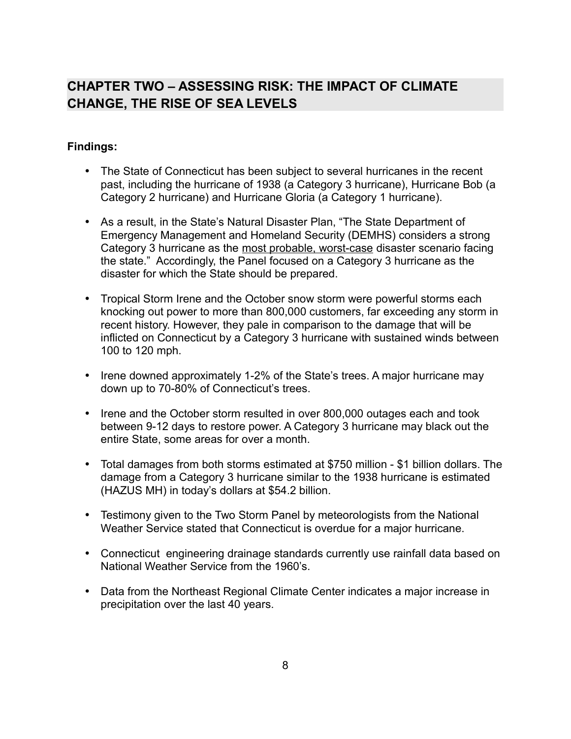# CHAPTER TWO – ASSESSING RISK: THE IMPACT OF CLIMATE CHANGE, THE RISE OF SEA LEVELS

**Findings:**

- The State of Connecticut has been subject to several hurricanes in the recent past, including the hurricane of 1938 (a Category 3 hurricane), Hurricane Bob (a Category 2 hurricane) and Hurricane Gloria (a Category 1 hurricane).

- As a result, in the State's Natural Disaster Plan, "The State Department of Emergency Management and Homeland Security (DEMHS) considers a strong Category 3 hurricane as the most probable, worst-case disaster scenario facing the state." Accordingly, the Panel focused on a Category 3 hurricane as the disaster for which the State should be prepared.

- Tropical Storm Irene and the October snow storm were powerful storms each knocking out power to more than 800,000 customers, far exceeding any storm in recent history. However, they pale in comparison to the damage that will be inflicted on Connecticut by a Category 3 hurricane with sustained winds between 100 to 120 mph.

- Irene downed approximately 1-2% of the State's trees. A major hurricane may down up to 70-80% of Connecticut's trees.

- Irene and the October storm resulted in over 800,000 outages each and took between 9-12 days to restore power. A Category 3 hurricane may black out the entire State, some areas for over a month.

- Total damages from both storms estimated at $750 million - $1 billion dollars. The damage from a Category 3 hurricane similar to the 1938 hurricane is estimated (HAZUS MH) in today's dollars at $54.2 billion.

- Testimony given to the Two Storm Panel by meteorologists from the National Weather Service stated that Connecticut is overdue for a major hurricane.

- Connecticut engineering drainage standards currently use rainfall data based on National Weather Service from the 1960's.

- Data from the Northeast Regional Climate Center indicates a major increase in precipitation over the last 40 years.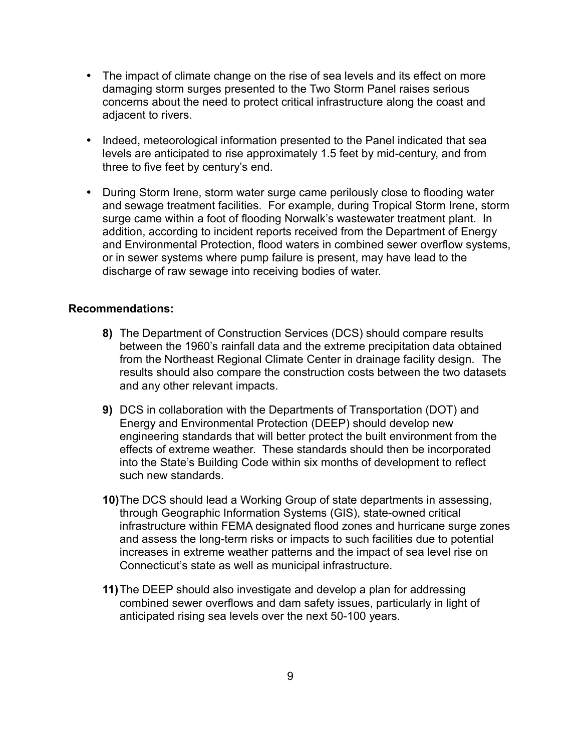- The impact of climate change on the rise of sea levels and its effect on more damaging storm surges presented to the Two Storm Panel raises serious concerns about the need to protect critical infrastructure along the coast and adjacent to rivers.

- Indeed, meteorological information presented to the Panel indicated that sea levels are anticipated to rise approximately 1.5 feet by mid-century, and from three to five feet by century's end.

- During Storm Irene, storm water surge came perilously close to flooding water and sewage treatment facilities. For example, during Tropical Storm Irene, storm surge came within a foot of flooding Norwalk's wastewater treatment plant. In addition, according to incident reports received from the Department of Energy and Environmental Protection, flood waters in combined sewer overflow systems, or in sewer systems where pump failure is present, may have lead to the discharge of raw sewage into receiving bodies of water.

**Recommendations:**

**8)** The Department of Construction Services (DCS) should compare results between the 1960's rainfall data and the extreme precipitation data obtained from the Northeast Regional Climate Center in drainage facility design. The results should also compare the construction costs between the two datasets and any other relevant impacts.

**9)** DCS in collaboration with the Departments of Transportation (DOT) and Energy and Environmental Protection (DEEP) should develop new engineering standards that will better protect the built environment from the effects of extreme weather. These standards should then be incorporated into the State's Building Code within six months of development to reflect such new standards.

**10)** The DCS should lead a Working Group of state departments in assessing, through Geographic Information Systems (GIS), state-owned critical infrastructure within FEMA designated flood zones and hurricane surge zones and assess the long-term risks or impacts to such facilities due to potential increases in extreme weather patterns and the impact of sea level rise on Connecticut's state as well as municipal infrastructure.

**11)** The DEEP should also investigate and develop a plan for addressing combined sewer overflows and dam safety issues, particularly in light of anticipated rising sea levels over the next 50-100 years.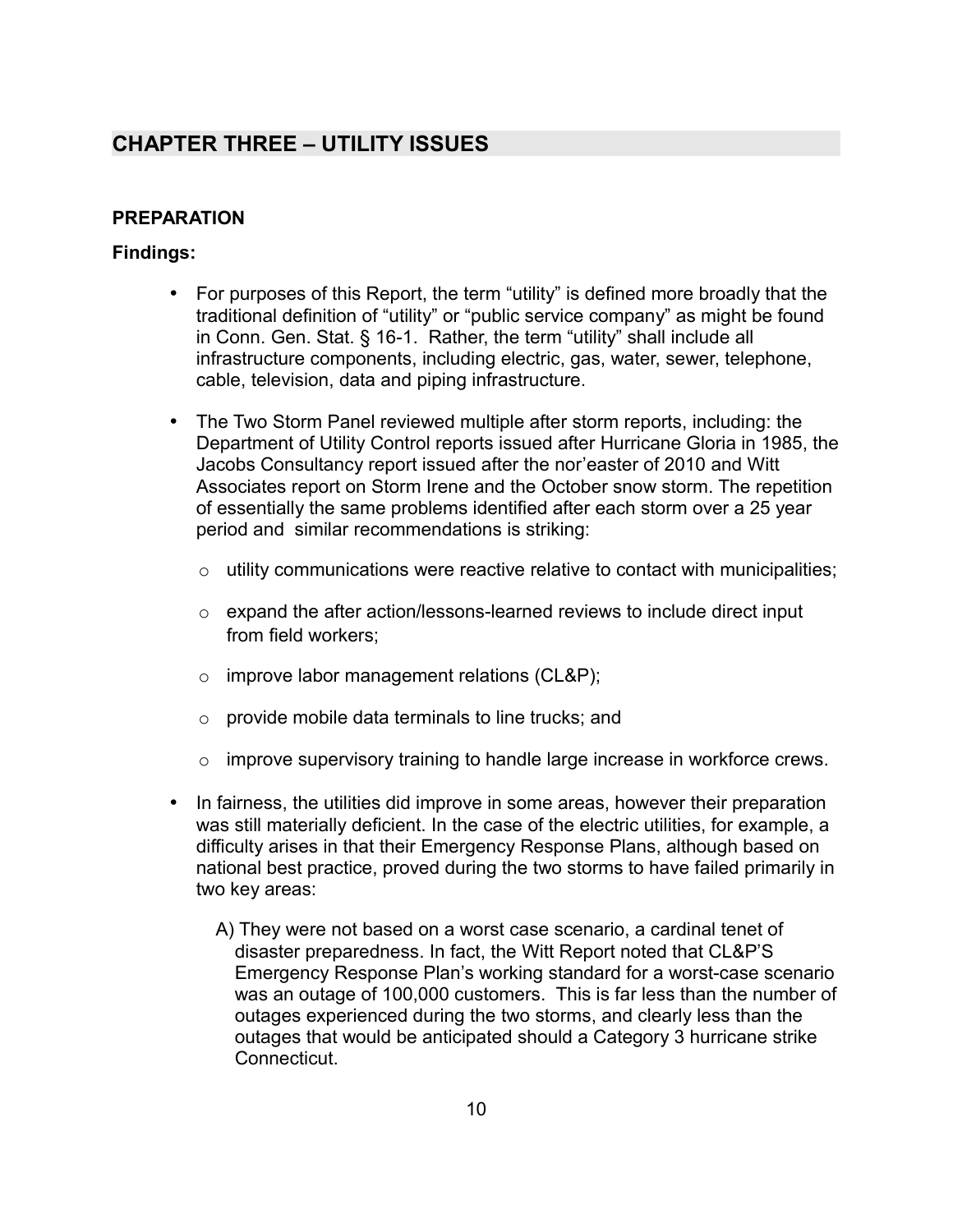## CHAPTER THREE – UTILITY ISSUES

### PREPARATION

**Findings:**

- For purposes of this Report, the term "utility" is defined more broadly that the traditional definition of "utility" or "public service company" as might be found in Conn. Gen. Stat. § 16-1. Rather, the term "utility" shall include all infrastructure components, including electric, gas, water, sewer, telephone, cable, television, data and piping infrastructure.
- The Two Storm Panel reviewed multiple after storm reports, including: the Department of Utility Control reports issued after Hurricane Gloria in 1985, the Jacobs Consultancy report issued after the nor'easter of 2010 and Witt Associates report on Storm Irene and the October snow storm. The repetition of essentially the same problems identified after each storm over a 25 year period and similar recommendations is striking:
  - utility communications were reactive relative to contact with municipalities;
  - expand the after action/lessons-learned reviews to include direct input from field workers;
  - improve labor management relations (CL&P);
  - provide mobile data terminals to line trucks; and
  - improve supervisory training to handle large increase in workforce crews.
- In fairness, the utilities did improve in some areas, however their preparation was still materially deficient. In the case of the electric utilities, for example, a difficulty arises in that their Emergency Response Plans, although based on national best practice, proved during the two storms to have failed primarily in two key areas:

  A) They were not based on a worst case scenario, a cardinal tenet of disaster preparedness. In fact, the Witt Report noted that CL&P'S Emergency Response Plan's working standard for a worst-case scenario was an outage of 100,000 customers. This is far less than the number of outages experienced during the two storms, and clearly less than the outages that would be anticipated should a Category 3 hurricane strike Connecticut.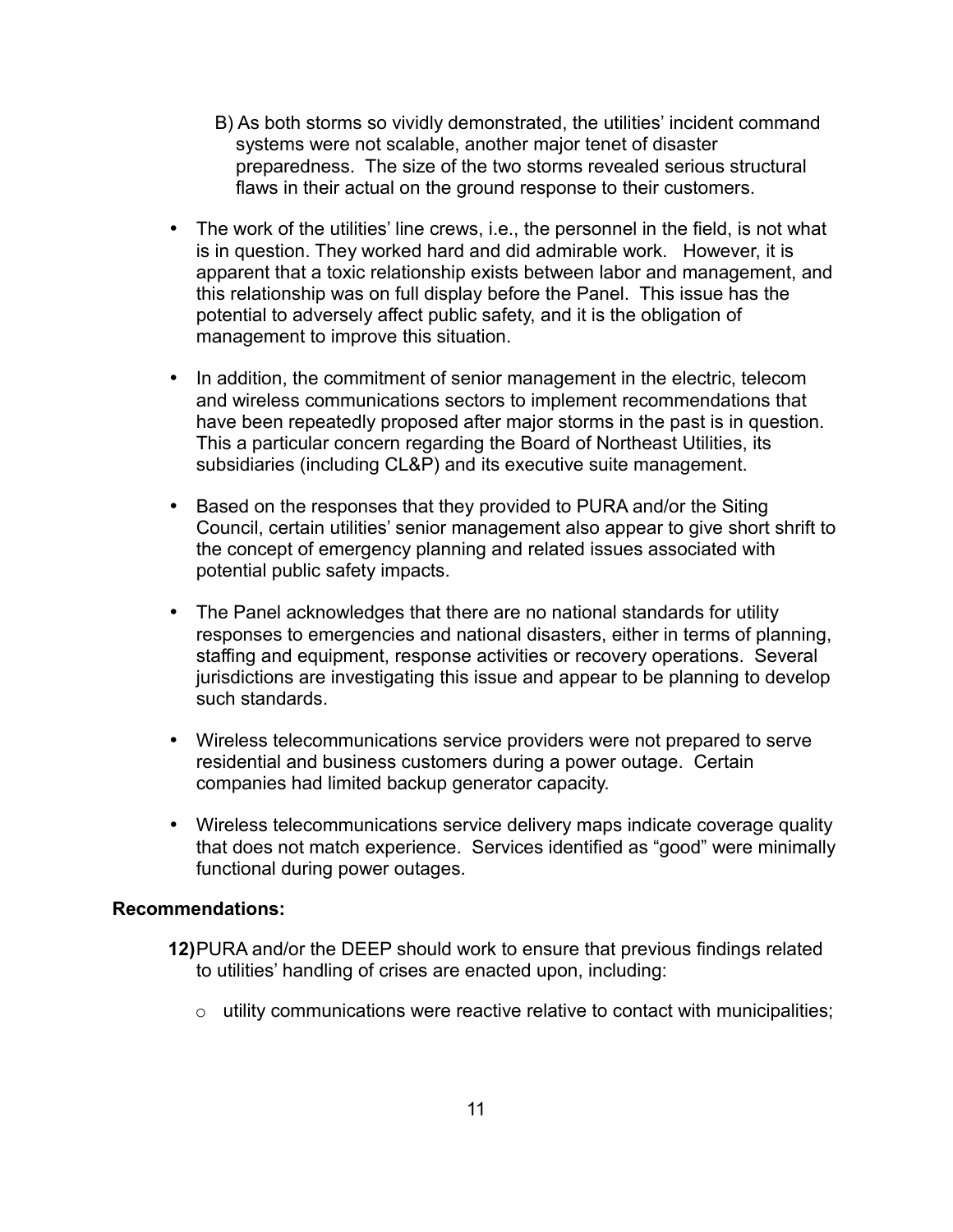B) As both storms so vividly demonstrated, the utilities' incident command systems were not scalable, another major tenet of disaster preparedness. The size of the two storms revealed serious structural flaws in their actual on the ground response to their customers.

- The work of the utilities' line crews, i.e., the personnel in the field, is not what is in question. They worked hard and did admirable work. However, it is apparent that a toxic relationship exists between labor and management, and this relationship was on full display before the Panel. This issue has the potential to adversely affect public safety, and it is the obligation of management to improve this situation.

- In addition, the commitment of senior management in the electric, telecom and wireless communications sectors to implement recommendations that have been repeatedly proposed after major storms in the past is in question. This a particular concern regarding the Board of Northeast Utilities, its subsidiaries (including CL&P) and its executive suite management.

- Based on the responses that they provided to PURA and/or the Siting Council, certain utilities' senior management also appear to give short shrift to the concept of emergency planning and related issues associated with potential public safety impacts.

- The Panel acknowledges that there are no national standards for utility responses to emergencies and national disasters, either in terms of planning, staffing and equipment, response activities or recovery operations. Several jurisdictions are investigating this issue and appear to be planning to develop such standards.

- Wireless telecommunications service providers were not prepared to serve residential and business customers during a power outage. Certain companies had limited backup generator capacity.

- Wireless telecommunications service delivery maps indicate coverage quality that does not match experience. Services identified as "good" were minimally functional during power outages.

**Recommendations:**

**12)** PURA and/or the DEEP should work to ensure that previous findings related to utilities' handling of crises are enacted upon, including:

- utility communications were reactive relative to contact with municipalities;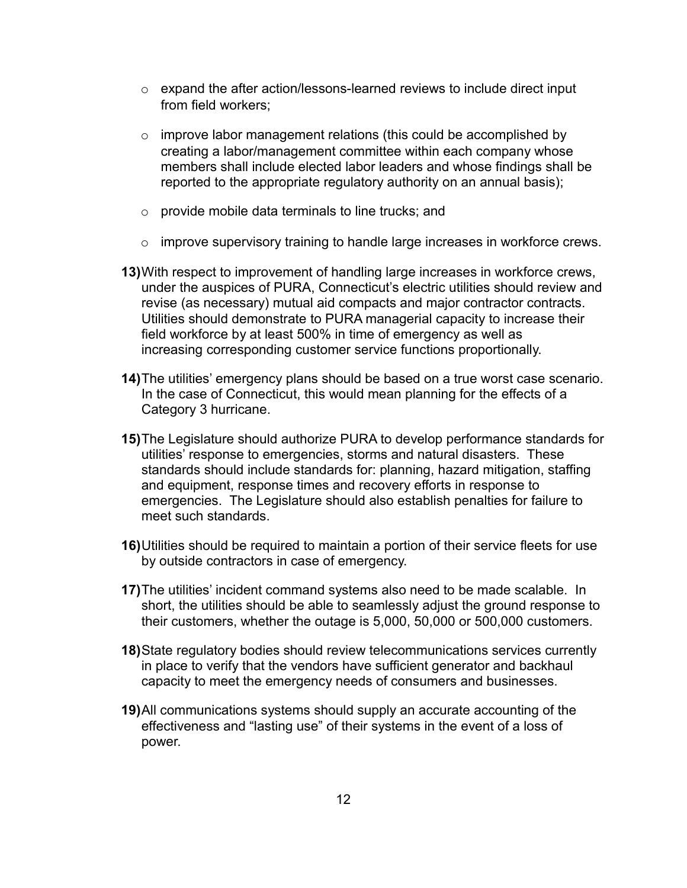- expand the after action/lessons-learned reviews to include direct input from field workers;

- improve labor management relations (this could be accomplished by creating a labor/management committee within each company whose members shall include elected labor leaders and whose findings shall be reported to the appropriate regulatory authority on an annual basis);

- provide mobile data terminals to line trucks; and

- improve supervisory training to handle large increases in workforce crews.

**13)** With respect to improvement of handling large increases in workforce crews, under the auspices of PURA, Connecticut's electric utilities should review and revise (as necessary) mutual aid compacts and major contractor contracts. Utilities should demonstrate to PURA managerial capacity to increase their field workforce by at least 500% in time of emergency as well as increasing corresponding customer service functions proportionally.

**14)** The utilities' emergency plans should be based on a true worst case scenario. In the case of Connecticut, this would mean planning for the effects of a Category 3 hurricane.

**15)** The Legislature should authorize PURA to develop performance standards for utilities' response to emergencies, storms and natural disasters. These standards should include standards for: planning, hazard mitigation, staffing and equipment, response times and recovery efforts in response to emergencies. The Legislature should also establish penalties for failure to meet such standards.

**16)** Utilities should be required to maintain a portion of their service fleets for use by outside contractors in case of emergency.

**17)** The utilities' incident command systems also need to be made scalable. In short, the utilities should be able to seamlessly adjust the ground response to their customers, whether the outage is 5,000, 50,000 or 500,000 customers.

**18)** State regulatory bodies should review telecommunications services currently in place to verify that the vendors have sufficient generator and backhaul capacity to meet the emergency needs of consumers and businesses.

**19)** All communications systems should supply an accurate accounting of the effectiveness and "lasting use" of their systems in the event of a loss of power.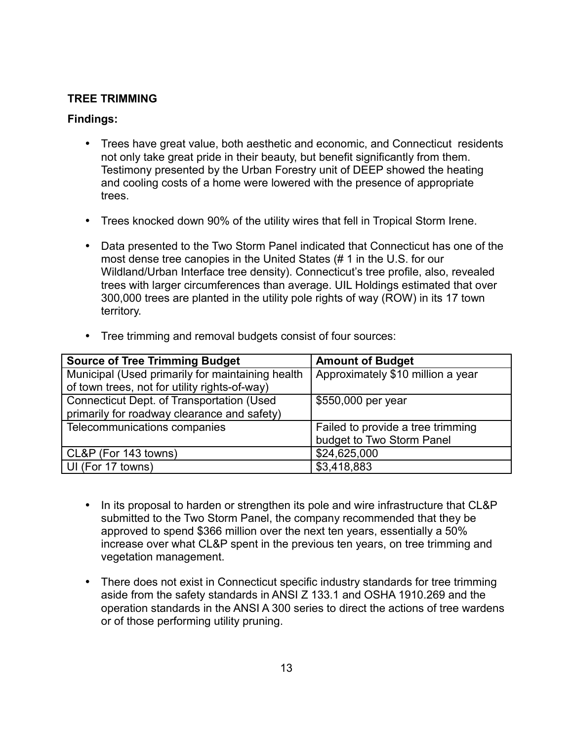## TREE TRIMMING

**Findings:**

- Trees have great value, both aesthetic and economic, and Connecticut residents not only take great pride in their beauty, but benefit significantly from them. Testimony presented by the Urban Forestry unit of DEEP showed the heating and cooling costs of a home were lowered with the presence of appropriate trees.

- Trees knocked down 90% of the utility wires that fell in Tropical Storm Irene.

- Data presented to the Two Storm Panel indicated that Connecticut has one of the most dense tree canopies in the United States (# 1 in the U.S. for our Wildland/Urban Interface tree density). Connecticut's tree profile, also, revealed trees with larger circumferences than average. UIL Holdings estimated that over 300,000 trees are planted in the utility pole rights of way (ROW) in its 17 town territory.

- Tree trimming and removal budgets consist of four sources:

| Source of Tree Trimming Budget | Amount of Budget |
|---|---|
| Municipal (Used primarily for maintaining health of town trees, not for utility rights-of-way) | Approximately $10 million a year |
| Connecticut Dept. of Transportation (Used primarily for roadway clearance and safety) | $550,000 per year |
| Telecommunications companies | Failed to provide a tree trimming budget to Two Storm Panel |
| CL&P (For 143 towns) | $24,625,000 |
| UI (For 17 towns) | $3,418,883 |

- In its proposal to harden or strengthen its pole and wire infrastructure that CL&P submitted to the Two Storm Panel, the company recommended that they be approved to spend $366 million over the next ten years, essentially a 50% increase over what CL&P spent in the previous ten years, on tree trimming and vegetation management.

- There does not exist in Connecticut specific industry standards for tree trimming aside from the safety standards in ANSI Z 133.1 and OSHA 1910.269 and the operation standards in the ANSI A 300 series to direct the actions of tree wardens or of those performing utility pruning.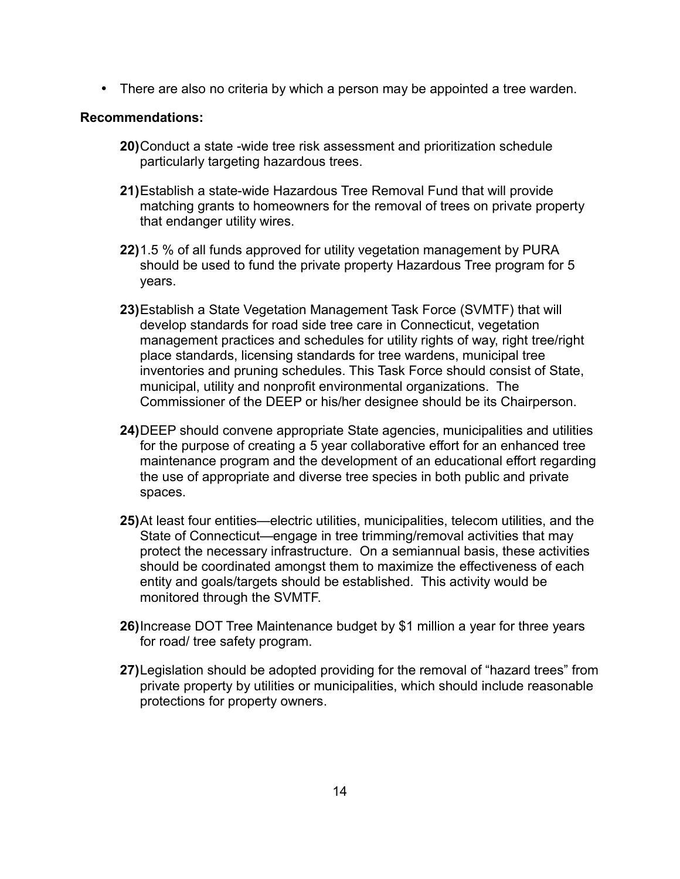- There are also no criteria by which a person may be appointed a tree warden.

**Recommendations:**

**20)** Conduct a state -wide tree risk assessment and prioritization schedule particularly targeting hazardous trees.

**21)** Establish a state-wide Hazardous Tree Removal Fund that will provide matching grants to homeowners for the removal of trees on private property that endanger utility wires.

**22)** 1.5 % of all funds approved for utility vegetation management by PURA should be used to fund the private property Hazardous Tree program for 5 years.

**23)** Establish a State Vegetation Management Task Force (SVMTF) that will develop standards for road side tree care in Connecticut, vegetation management practices and schedules for utility rights of way, right tree/right place standards, licensing standards for tree wardens, municipal tree inventories and pruning schedules. This Task Force should consist of State, municipal, utility and nonprofit environmental organizations. The Commissioner of the DEEP or his/her designee should be its Chairperson.

**24)** DEEP should convene appropriate State agencies, municipalities and utilities for the purpose of creating a 5 year collaborative effort for an enhanced tree maintenance program and the development of an educational effort regarding the use of appropriate and diverse tree species in both public and private spaces.

**25)** At least four entities—electric utilities, municipalities, telecom utilities, and the State of Connecticut—engage in tree trimming/removal activities that may protect the necessary infrastructure. On a semiannual basis, these activities should be coordinated amongst them to maximize the effectiveness of each entity and goals/targets should be established. This activity would be monitored through the SVMTF.

**26)** Increase DOT Tree Maintenance budget by $1 million a year for three years for road/ tree safety program.

**27)** Legislation should be adopted providing for the removal of "hazard trees" from private property by utilities or municipalities, which should include reasonable protections for property owners.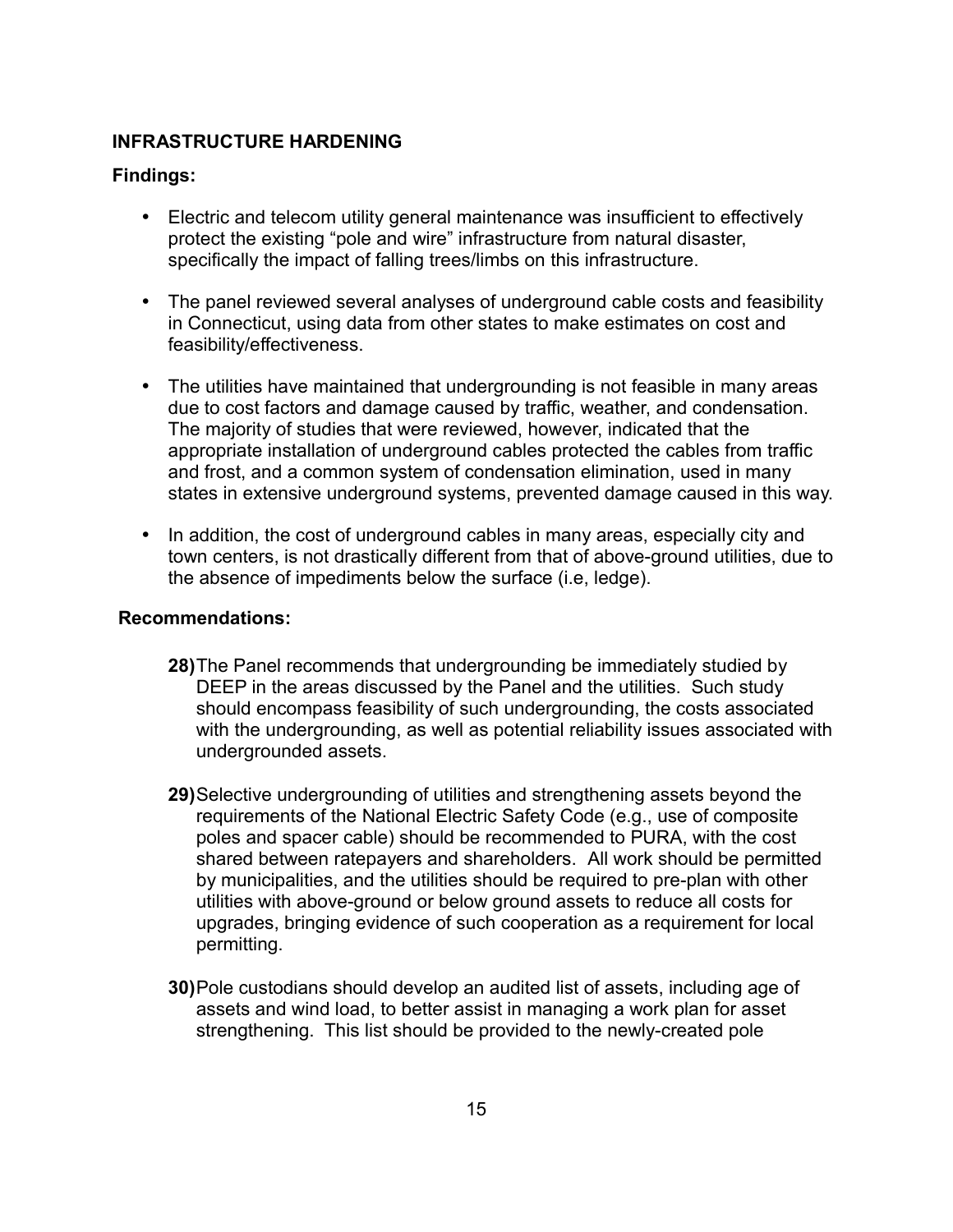## INFRASTRUCTURE HARDENING

### Findings:

- Electric and telecom utility general maintenance was insufficient to effectively protect the existing "pole and wire" infrastructure from natural disaster, specifically the impact of falling trees/limbs on this infrastructure.

- The panel reviewed several analyses of underground cable costs and feasibility in Connecticut, using data from other states to make estimates on cost and feasibility/effectiveness.

- The utilities have maintained that undergrounding is not feasible in many areas due to cost factors and damage caused by traffic, weather, and condensation. The majority of studies that were reviewed, however, indicated that the appropriate installation of underground cables protected the cables from traffic and frost, and a common system of condensation elimination, used in many states in extensive underground systems, prevented damage caused in this way.

- In addition, the cost of underground cables in many areas, especially city and town centers, is not drastically different from that of above-ground utilities, due to the absence of impediments below the surface (i.e, ledge).

### Recommendations:

**28)** The Panel recommends that undergrounding be immediately studied by DEEP in the areas discussed by the Panel and the utilities. Such study should encompass feasibility of such undergrounding, the costs associated with the undergrounding, as well as potential reliability issues associated with undergrounded assets.

**29)** Selective undergrounding of utilities and strengthening assets beyond the requirements of the National Electric Safety Code (e.g., use of composite poles and spacer cable) should be recommended to PURA, with the cost shared between ratepayers and shareholders. All work should be permitted by municipalities, and the utilities should be required to pre-plan with other utilities with above-ground or below ground assets to reduce all costs for upgrades, bringing evidence of such cooperation as a requirement for local permitting.

**30)** Pole custodians should develop an audited list of assets, including age of assets and wind load, to better assist in managing a work plan for asset strengthening. This list should be provided to the newly-created pole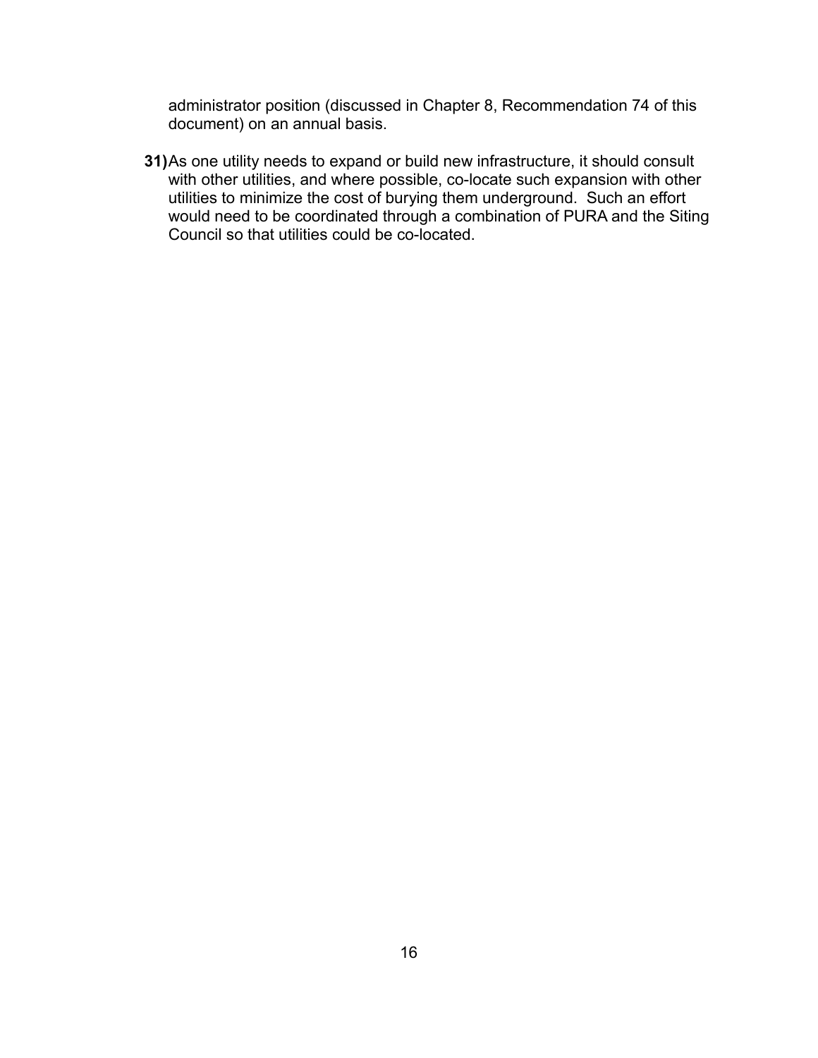administrator position (discussed in Chapter 8, Recommendation 74 of this document) on an annual basis.

**31)** As one utility needs to expand or build new infrastructure, it should consult with other utilities, and where possible, co-locate such expansion with other utilities to minimize the cost of burying them underground. Such an effort would need to be coordinated through a combination of PURA and the Siting Council so that utilities could be co-located.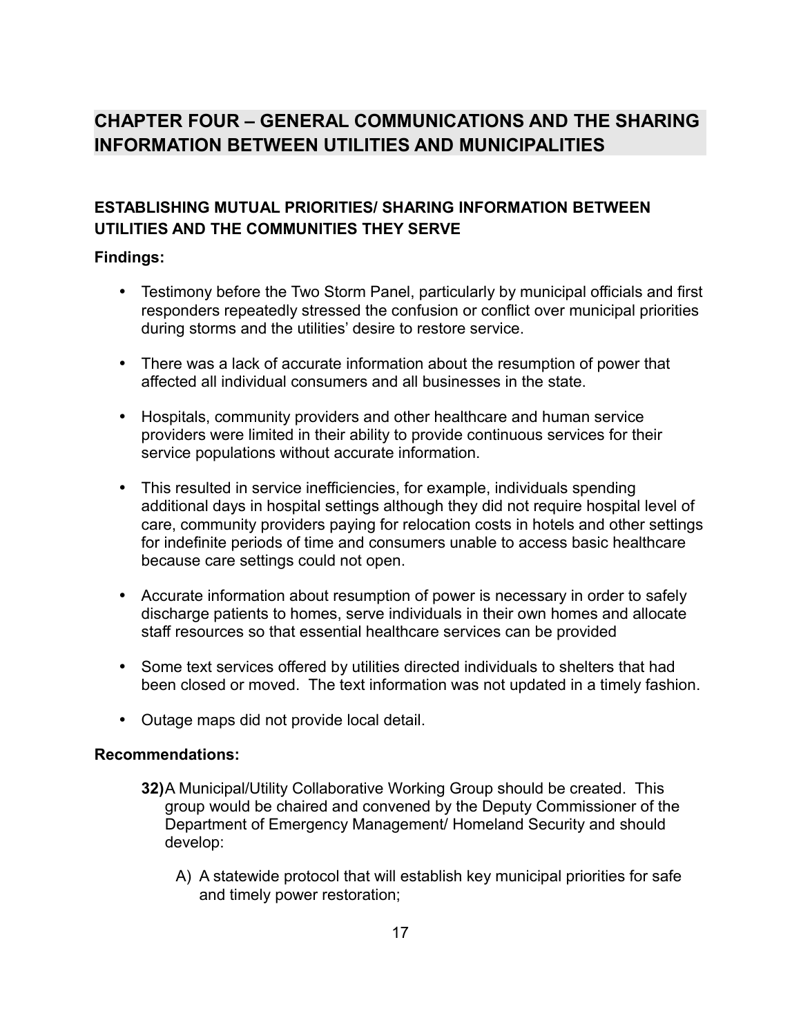# CHAPTER FOUR – GENERAL COMMUNICATIONS AND THE SHARING INFORMATION BETWEEN UTILITIES AND MUNICIPALITIES

## ESTABLISHING MUTUAL PRIORITIES/ SHARING INFORMATION BETWEEN UTILITIES AND THE COMMUNITIES THEY SERVE

**Findings:**

- Testimony before the Two Storm Panel, particularly by municipal officials and first responders repeatedly stressed the confusion or conflict over municipal priorities during storms and the utilities' desire to restore service.
- There was a lack of accurate information about the resumption of power that affected all individual consumers and all businesses in the state.
- Hospitals, community providers and other healthcare and human service providers were limited in their ability to provide continuous services for their service populations without accurate information.
- This resulted in service inefficiencies, for example, individuals spending additional days in hospital settings although they did not require hospital level of care, community providers paying for relocation costs in hotels and other settings for indefinite periods of time and consumers unable to access basic healthcare because care settings could not open.
- Accurate information about resumption of power is necessary in order to safely discharge patients to homes, serve individuals in their own homes and allocate staff resources so that essential healthcare services can be provided
- Some text services offered by utilities directed individuals to shelters that had been closed or moved. The text information was not updated in a timely fashion.
- Outage maps did not provide local detail.

**Recommendations:**

**32)** A Municipal/Utility Collaborative Working Group should be created. This group would be chaired and convened by the Deputy Commissioner of the Department of Emergency Management/ Homeland Security and should develop:

A) A statewide protocol that will establish key municipal priorities for safe and timely power restoration;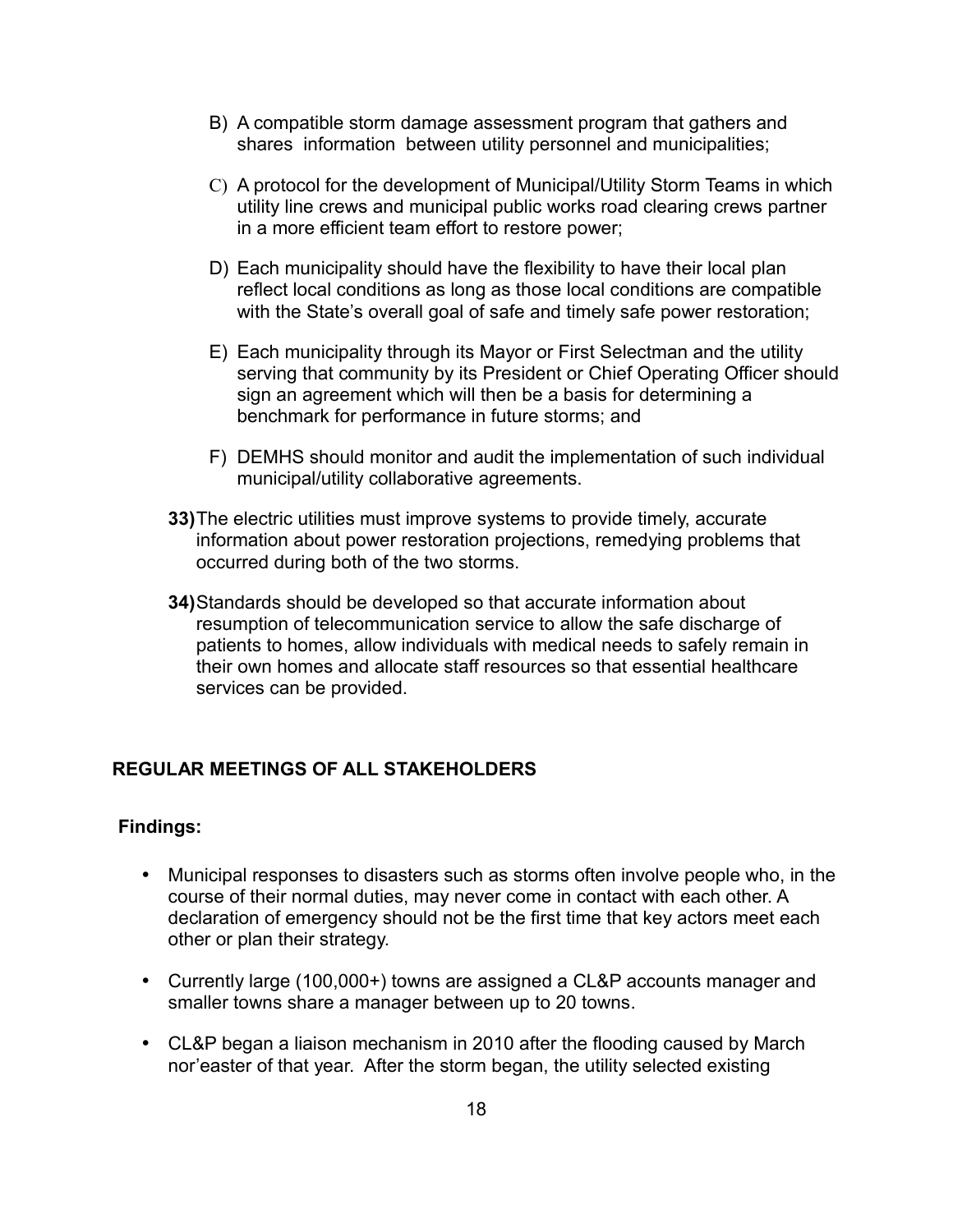B) A compatible storm damage assessment program that gathers and shares information between utility personnel and municipalities;

C) A protocol for the development of Municipal/Utility Storm Teams in which utility line crews and municipal public works road clearing crews partner in a more efficient team effort to restore power;

D) Each municipality should have the flexibility to have their local plan reflect local conditions as long as those local conditions are compatible with the State's overall goal of safe and timely safe power restoration;

E) Each municipality through its Mayor or First Selectman and the utility serving that community by its President or Chief Operating Officer should sign an agreement which will then be a basis for determining a benchmark for performance in future storms; and

F) DEMHS should monitor and audit the implementation of such individual municipal/utility collaborative agreements.

**33)** The electric utilities must improve systems to provide timely, accurate information about power restoration projections, remedying problems that occurred during both of the two storms.

**34)** Standards should be developed so that accurate information about resumption of telecommunication service to allow the safe discharge of patients to homes, allow individuals with medical needs to safely remain in their own homes and allocate staff resources so that essential healthcare services can be provided.

## REGULAR MEETINGS OF ALL STAKEHOLDERS

**Findings:**

- Municipal responses to disasters such as storms often involve people who, in the course of their normal duties, may never come in contact with each other. A declaration of emergency should not be the first time that key actors meet each other or plan their strategy.
- Currently large (100,000+) towns are assigned a CL&P accounts manager and smaller towns share a manager between up to 20 towns.
- CL&P began a liaison mechanism in 2010 after the flooding caused by March nor'easter of that year. After the storm began, the utility selected existing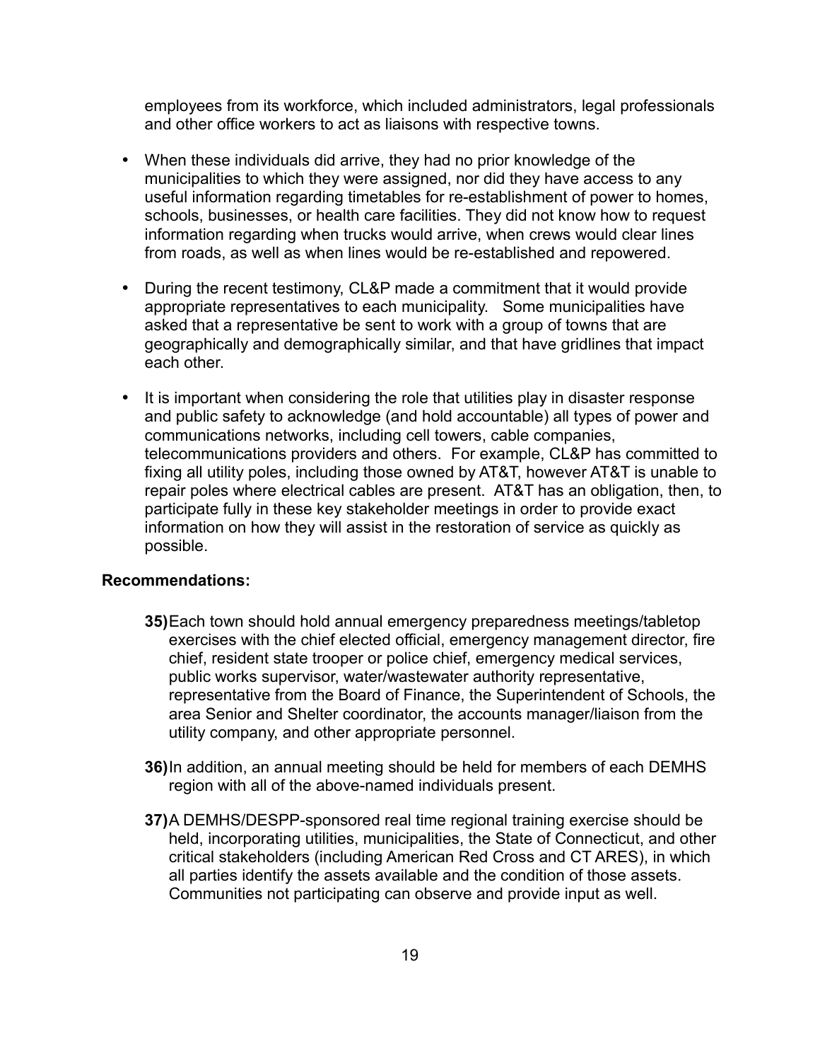employees from its workforce, which included administrators, legal professionals and other office workers to act as liaisons with respective towns.

- When these individuals did arrive, they had no prior knowledge of the municipalities to which they were assigned, nor did they have access to any useful information regarding timetables for re-establishment of power to homes, schools, businesses, or health care facilities. They did not know how to request information regarding when trucks would arrive, when crews would clear lines from roads, as well as when lines would be re-established and repowered.
- During the recent testimony, CL&P made a commitment that it would provide appropriate representatives to each municipality. Some municipalities have asked that a representative be sent to work with a group of towns that are geographically and demographically similar, and that have gridlines that impact each other.
- It is important when considering the role that utilities play in disaster response and public safety to acknowledge (and hold accountable) all types of power and communications networks, including cell towers, cable companies, telecommunications providers and others. For example, CL&P has committed to fixing all utility poles, including those owned by AT&T, however AT&T is unable to repair poles where electrical cables are present. AT&T has an obligation, then, to participate fully in these key stakeholder meetings in order to provide exact information on how they will assist in the restoration of service as quickly as possible.

**Recommendations:**

**35)** Each town should hold annual emergency preparedness meetings/tabletop exercises with the chief elected official, emergency management director, fire chief, resident state trooper or police chief, emergency medical services, public works supervisor, water/wastewater authority representative, representative from the Board of Finance, the Superintendent of Schools, the area Senior and Shelter coordinator, the accounts manager/liaison from the utility company, and other appropriate personnel.

**36)** In addition, an annual meeting should be held for members of each DEMHS region with all of the above-named individuals present.

**37)** A DEMHS/DESPP-sponsored real time regional training exercise should be held, incorporating utilities, municipalities, the State of Connecticut, and other critical stakeholders (including American Red Cross and CT ARES), in which all parties identify the assets available and the condition of those assets. Communities not participating can observe and provide input as well.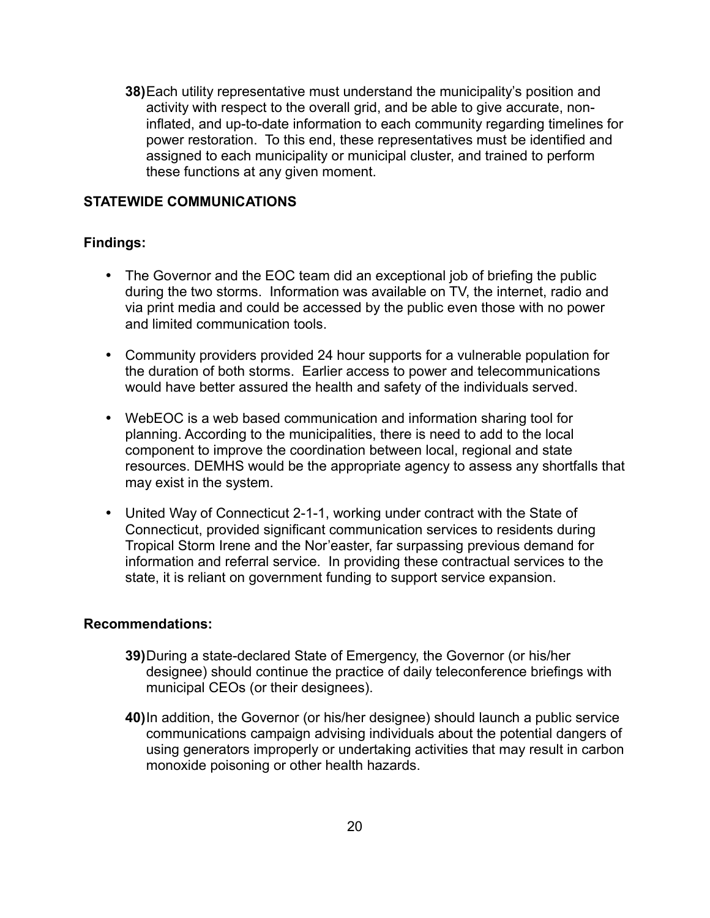**38)** Each utility representative must understand the municipality's position and activity with respect to the overall grid, and be able to give accurate, non-inflated, and up-to-date information to each community regarding timelines for power restoration. To this end, these representatives must be identified and assigned to each municipality or municipal cluster, and trained to perform these functions at any given moment.

## STATEWIDE COMMUNICATIONS

### Findings:

- The Governor and the EOC team did an exceptional job of briefing the public during the two storms. Information was available on TV, the internet, radio and via print media and could be accessed by the public even those with no power and limited communication tools.
- Community providers provided 24 hour supports for a vulnerable population for the duration of both storms. Earlier access to power and telecommunications would have better assured the health and safety of the individuals served.
- WebEOC is a web based communication and information sharing tool for planning. According to the municipalities, there is need to add to the local component to improve the coordination between local, regional and state resources. DEMHS would be the appropriate agency to assess any shortfalls that may exist in the system.
- United Way of Connecticut 2-1-1, working under contract with the State of Connecticut, provided significant communication services to residents during Tropical Storm Irene and the Nor'easter, far surpassing previous demand for information and referral service. In providing these contractual services to the state, it is reliant on government funding to support service expansion.

### Recommendations:

**39)** During a state-declared State of Emergency, the Governor (or his/her designee) should continue the practice of daily teleconference briefings with municipal CEOs (or their designees).

**40)** In addition, the Governor (or his/her designee) should launch a public service communications campaign advising individuals about the potential dangers of using generators improperly or undertaking activities that may result in carbon monoxide poisoning or other health hazards.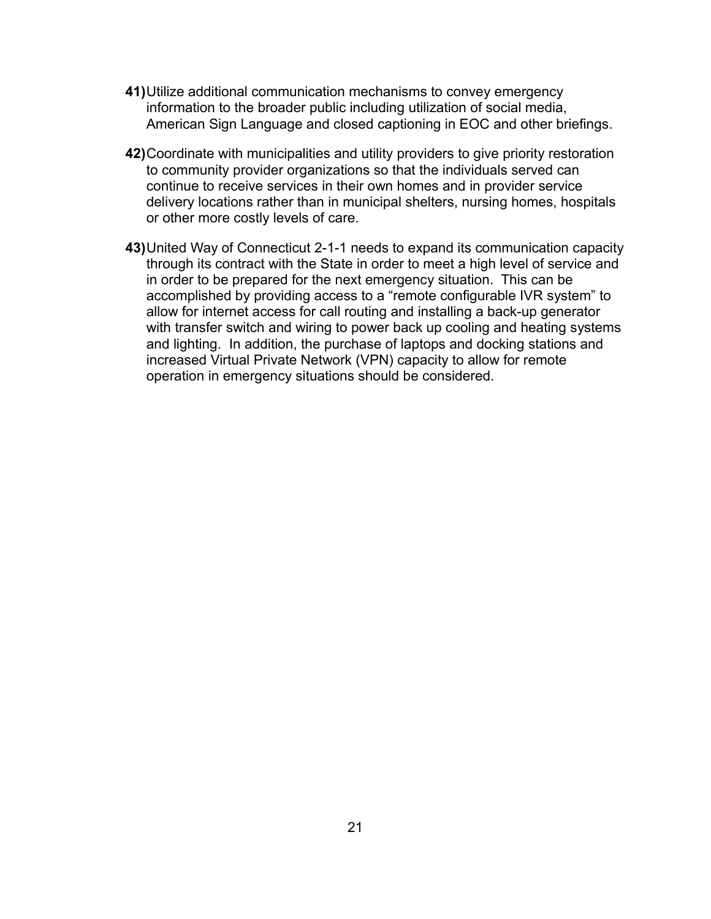**41)** Utilize additional communication mechanisms to convey emergency information to the broader public including utilization of social media, American Sign Language and closed captioning in EOC and other briefings.

**42)** Coordinate with municipalities and utility providers to give priority restoration to community provider organizations so that the individuals served can continue to receive services in their own homes and in provider service delivery locations rather than in municipal shelters, nursing homes, hospitals or other more costly levels of care.

**43)** United Way of Connecticut 2-1-1 needs to expand its communication capacity through its contract with the State in order to meet a high level of service and in order to be prepared for the next emergency situation. This can be accomplished by providing access to a "remote configurable IVR system" to allow for internet access for call routing and installing a back-up generator with transfer switch and wiring to power back up cooling and heating systems and lighting. In addition, the purchase of laptops and docking stations and increased Virtual Private Network (VPN) capacity to allow for remote operation in emergency situations should be considered.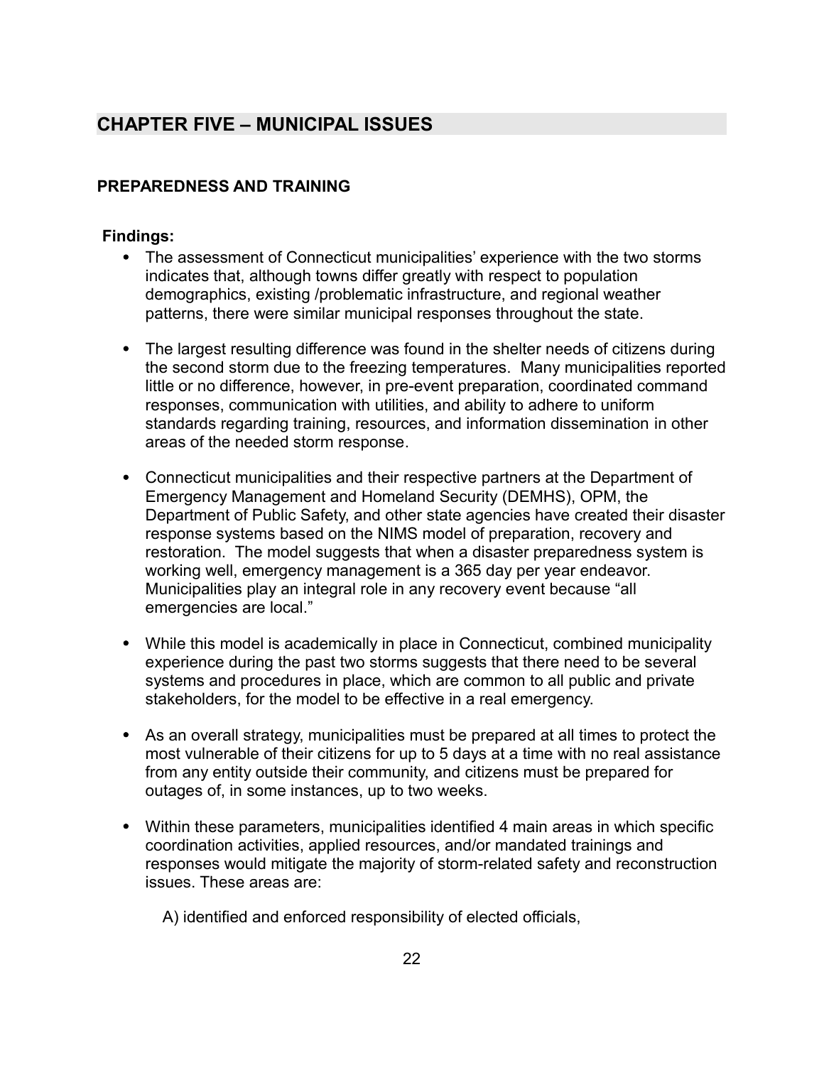## CHAPTER FIVE – MUNICIPAL ISSUES

### PREPAREDNESS AND TRAINING

**Findings:**

- The assessment of Connecticut municipalities' experience with the two storms indicates that, although towns differ greatly with respect to population demographics, existing /problematic infrastructure, and regional weather patterns, there were similar municipal responses throughout the state.

- The largest resulting difference was found in the shelter needs of citizens during the second storm due to the freezing temperatures. Many municipalities reported little or no difference, however, in pre-event preparation, coordinated command responses, communication with utilities, and ability to adhere to uniform standards regarding training, resources, and information dissemination in other areas of the needed storm response.

- Connecticut municipalities and their respective partners at the Department of Emergency Management and Homeland Security (DEMHS), OPM, the Department of Public Safety, and other state agencies have created their disaster response systems based on the NIMS model of preparation, recovery and restoration. The model suggests that when a disaster preparedness system is working well, emergency management is a 365 day per year endeavor. Municipalities play an integral role in any recovery event because "all emergencies are local."

- While this model is academically in place in Connecticut, combined municipality experience during the past two storms suggests that there need to be several systems and procedures in place, which are common to all public and private stakeholders, for the model to be effective in a real emergency.

- As an overall strategy, municipalities must be prepared at all times to protect the most vulnerable of their citizens for up to 5 days at a time with no real assistance from any entity outside their community, and citizens must be prepared for outages of, in some instances, up to two weeks.

- Within these parameters, municipalities identified 4 main areas in which specific coordination activities, applied resources, and/or mandated trainings and responses would mitigate the majority of storm-related safety and reconstruction issues. These areas are:

  A) identified and enforced responsibility of elected officials,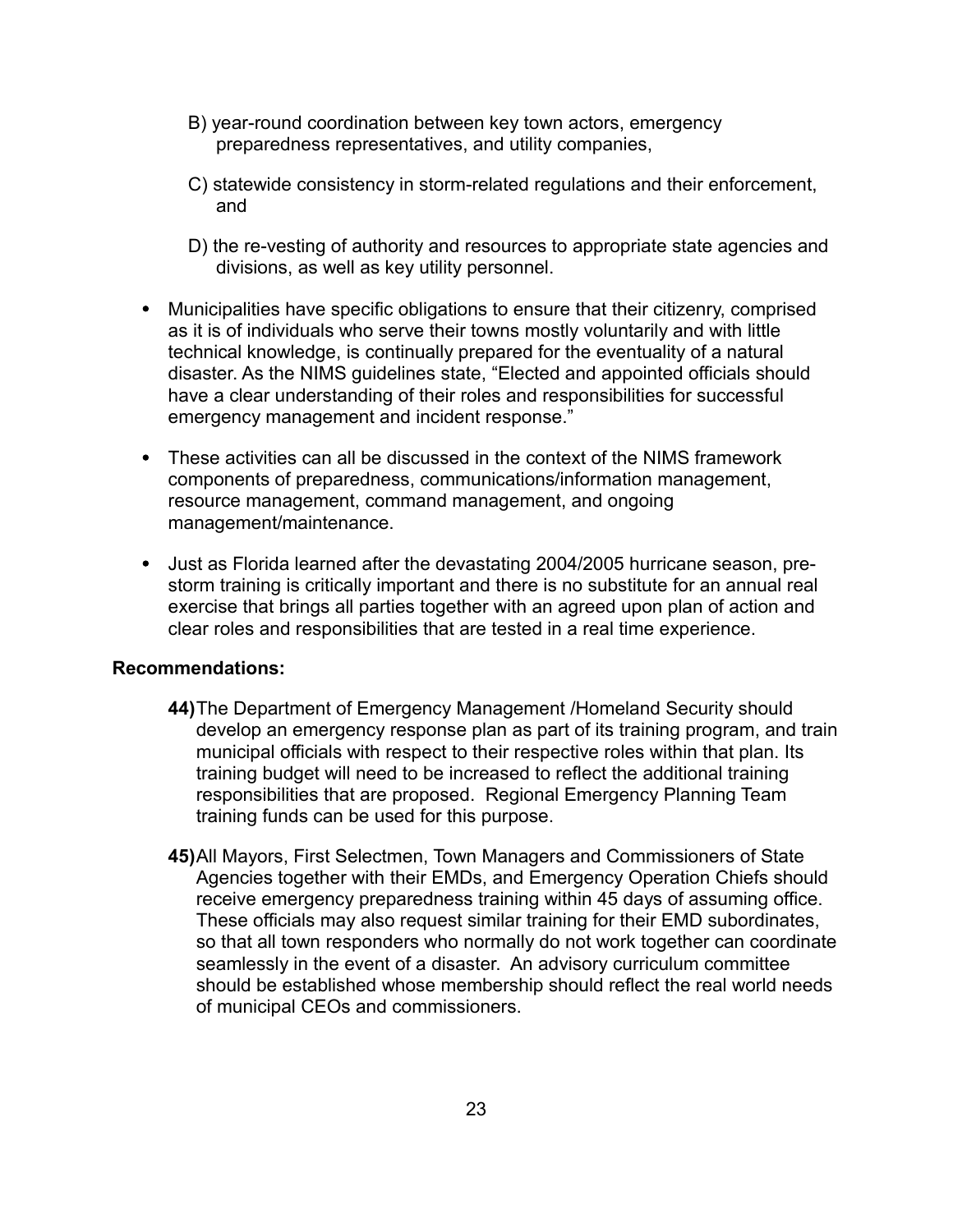B) year-round coordination between key town actors, emergency preparedness representatives, and utility companies,

C) statewide consistency in storm-related regulations and their enforcement, and

D) the re-vesting of authority and resources to appropriate state agencies and divisions, as well as key utility personnel.

- Municipalities have specific obligations to ensure that their citizenry, comprised as it is of individuals who serve their towns mostly voluntarily and with little technical knowledge, is continually prepared for the eventuality of a natural disaster. As the NIMS guidelines state, "Elected and appointed officials should have a clear understanding of their roles and responsibilities for successful emergency management and incident response."
- These activities can all be discussed in the context of the NIMS framework components of preparedness, communications/information management, resource management, command management, and ongoing management/maintenance.
- Just as Florida learned after the devastating 2004/2005 hurricane season, pre-storm training is critically important and there is no substitute for an annual real exercise that brings all parties together with an agreed upon plan of action and clear roles and responsibilities that are tested in a real time experience.

**Recommendations:**

**44)** The Department of Emergency Management /Homeland Security should develop an emergency response plan as part of its training program, and train municipal officials with respect to their respective roles within that plan. Its training budget will need to be increased to reflect the additional training responsibilities that are proposed. Regional Emergency Planning Team training funds can be used for this purpose.

**45)** All Mayors, First Selectmen, Town Managers and Commissioners of State Agencies together with their EMDs, and Emergency Operation Chiefs should receive emergency preparedness training within 45 days of assuming office. These officials may also request similar training for their EMD subordinates, so that all town responders who normally do not work together can coordinate seamlessly in the event of a disaster. An advisory curriculum committee should be established whose membership should reflect the real world needs of municipal CEOs and commissioners.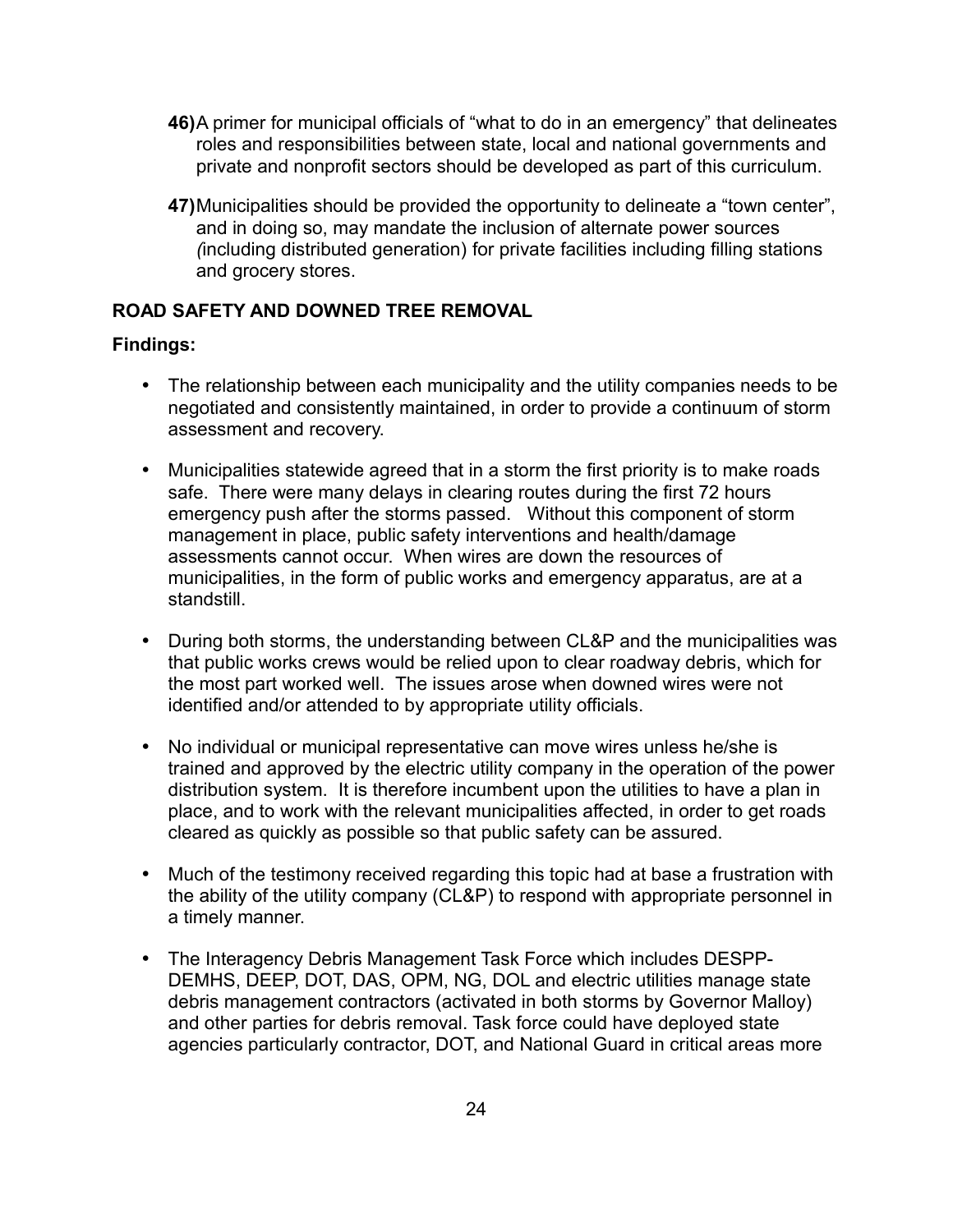**46)** A primer for municipal officials of "what to do in an emergency" that delineates roles and responsibilities between state, local and national governments and private and nonprofit sectors should be developed as part of this curriculum.

**47)** Municipalities should be provided the opportunity to delineate a "town center", and in doing so, may mandate the inclusion of alternate power sources *(*including distributed generation) for private facilities including filling stations and grocery stores.

## ROAD SAFETY AND DOWNED TREE REMOVAL

**Findings:**

- The relationship between each municipality and the utility companies needs to be negotiated and consistently maintained, in order to provide a continuum of storm assessment and recovery.
- Municipalities statewide agreed that in a storm the first priority is to make roads safe. There were many delays in clearing routes during the first 72 hours emergency push after the storms passed. Without this component of storm management in place, public safety interventions and health/damage assessments cannot occur. When wires are down the resources of municipalities, in the form of public works and emergency apparatus, are at a standstill.
- During both storms, the understanding between CL&P and the municipalities was that public works crews would be relied upon to clear roadway debris, which for the most part worked well. The issues arose when downed wires were not identified and/or attended to by appropriate utility officials.
- No individual or municipal representative can move wires unless he/she is trained and approved by the electric utility company in the operation of the power distribution system. It is therefore incumbent upon the utilities to have a plan in place, and to work with the relevant municipalities affected, in order to get roads cleared as quickly as possible so that public safety can be assured.
- Much of the testimony received regarding this topic had at base a frustration with the ability of the utility company (CL&P) to respond with appropriate personnel in a timely manner.
- The Interagency Debris Management Task Force which includes DESPP-DEMHS, DEEP, DOT, DAS, OPM, NG, DOL and electric utilities manage state debris management contractors (activated in both storms by Governor Malloy) and other parties for debris removal. Task force could have deployed state agencies particularly contractor, DOT, and National Guard in critical areas more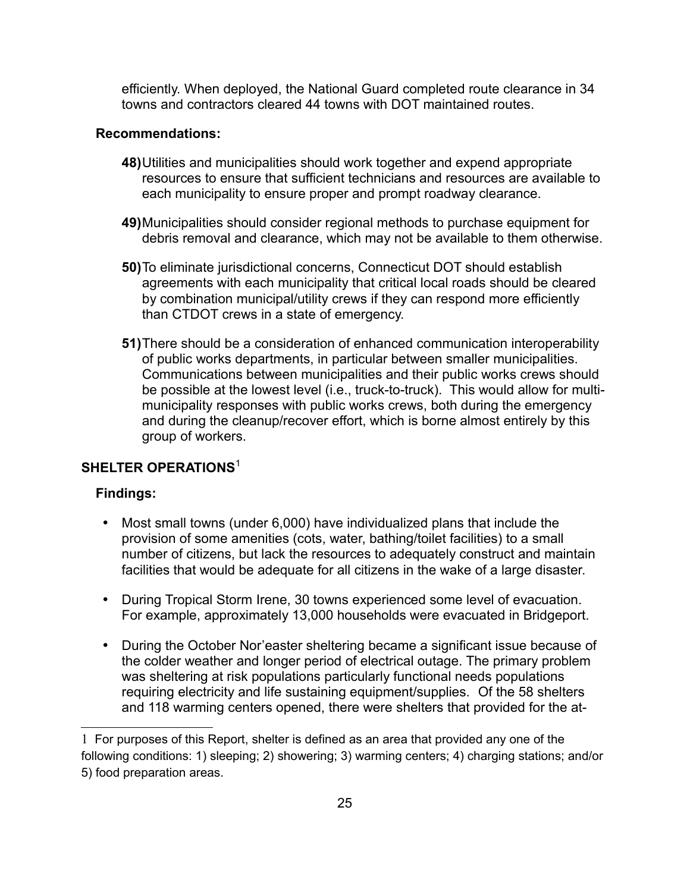efficiently. When deployed, the National Guard completed route clearance in 34 towns and contractors cleared 44 towns with DOT maintained routes.

**Recommendations:**

**48)** Utilities and municipalities should work together and expend appropriate resources to ensure that sufficient technicians and resources are available to each municipality to ensure proper and prompt roadway clearance.

**49)** Municipalities should consider regional methods to purchase equipment for debris removal and clearance, which may not be available to them otherwise.

**50)** To eliminate jurisdictional concerns, Connecticut DOT should establish agreements with each municipality that critical local roads should be cleared by combination municipal/utility crews if they can respond more efficiently than CTDOT crews in a state of emergency.

**51)** There should be a consideration of enhanced communication interoperability of public works departments, in particular between smaller municipalities. Communications between municipalities and their public works crews should be possible at the lowest level (i.e., truck-to-truck). This would allow for multi-municipality responses with public works crews, both during the emergency and during the cleanup/recover effort, which is borne almost entirely by this group of workers.

## SHELTER OPERATIONS[1]

**Findings:**

- Most small towns (under 6,000) have individualized plans that include the provision of some amenities (cots, water, bathing/toilet facilities) to a small number of citizens, but lack the resources to adequately construct and maintain facilities that would be adequate for all citizens in the wake of a large disaster.
- During Tropical Storm Irene, 30 towns experienced some level of evacuation. For example, approximately 13,000 households were evacuated in Bridgeport.
- During the October Nor'easter sheltering became a significant issue because of the colder weather and longer period of electrical outage. The primary problem was sheltering at risk populations particularly functional needs populations requiring electricity and life sustaining equipment/supplies. Of the 58 shelters and 118 warming centers opened, there were shelters that provided for the at-

---

[1] For purposes of this Report, shelter is defined as an area that provided any one of the following conditions: 1) sleeping; 2) showering; 3) warming centers; 4) charging stations; and/or 5) food preparation areas.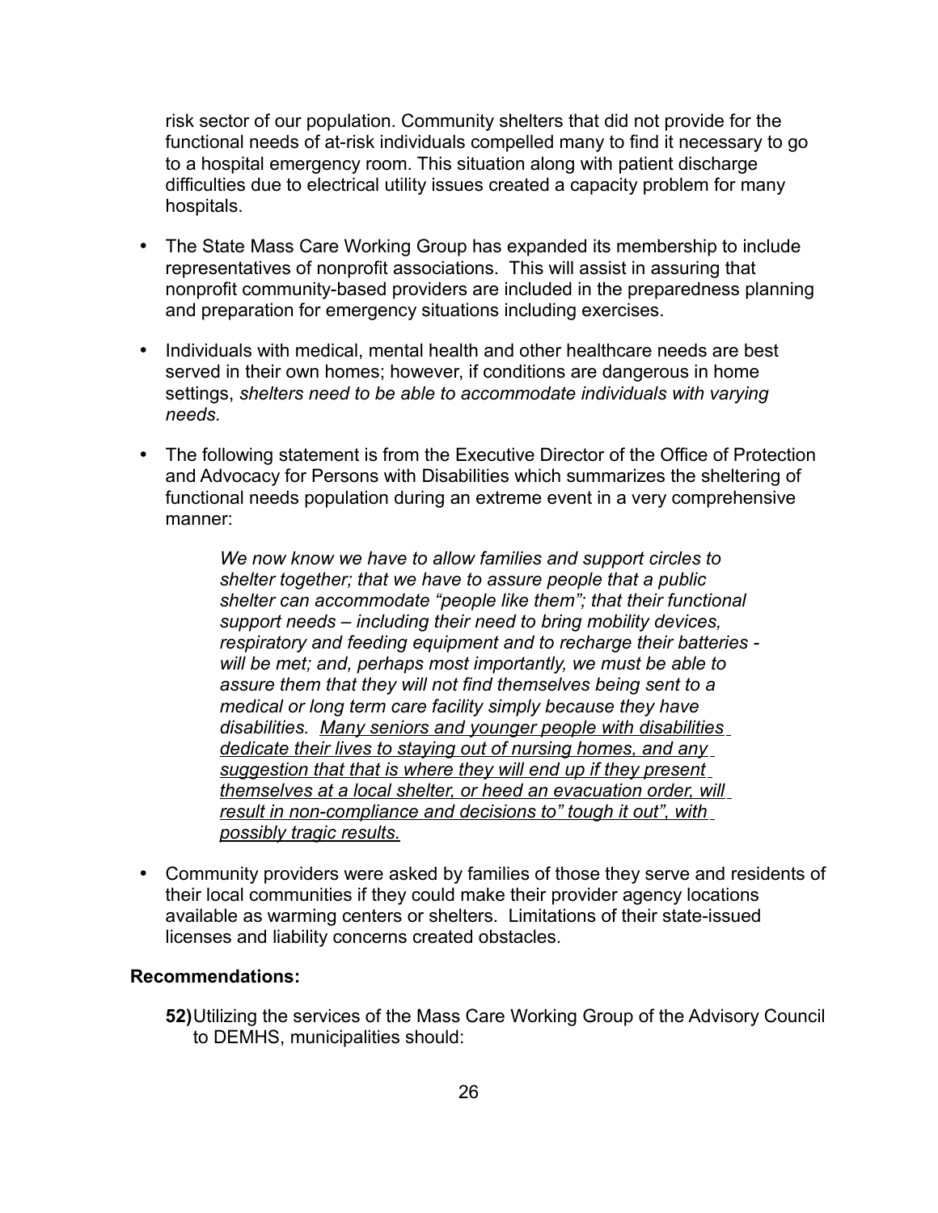risk sector of our population. Community shelters that did not provide for the functional needs of at-risk individuals compelled many to find it necessary to go to a hospital emergency room. This situation along with patient discharge difficulties due to electrical utility issues created a capacity problem for many hospitals.

- The State Mass Care Working Group has expanded its membership to include representatives of nonprofit associations. This will assist in assuring that nonprofit community-based providers are included in the preparedness planning and preparation for emergency situations including exercises.

- Individuals with medical, mental health and other healthcare needs are best served in their own homes; however, if conditions are dangerous in home settings, *shelters need to be able to accommodate individuals with varying needs.*

- The following statement is from the Executive Director of the Office of Protection and Advocacy for Persons with Disabilities which summarizes the sheltering of functional needs population during an extreme event in a very comprehensive manner:

  > *We now know we have to allow families and support circles to shelter together; that we have to assure people that a public shelter can accommodate "people like them"; that their functional support needs – including their need to bring mobility devices, respiratory and feeding equipment and to recharge their batteries - will be met; and, perhaps most importantly, we must be able to assure them that they will not find themselves being sent to a medical or long term care facility simply because they have disabilities. <u>Many seniors and younger people with disabilities dedicate their lives to staying out of nursing homes, and any suggestion that that is where they will end up if they present themselves at a local shelter, or heed an evacuation order, will result in non-compliance and decisions to" tough it out", with possibly tragic results.</u>*

- Community providers were asked by families of those they serve and residents of their local communities if they could make their provider agency locations available as warming centers or shelters. Limitations of their state-issued licenses and liability concerns created obstacles.

**Recommendations:**

**52)** Utilizing the services of the Mass Care Working Group of the Advisory Council to DEMHS, municipalities should: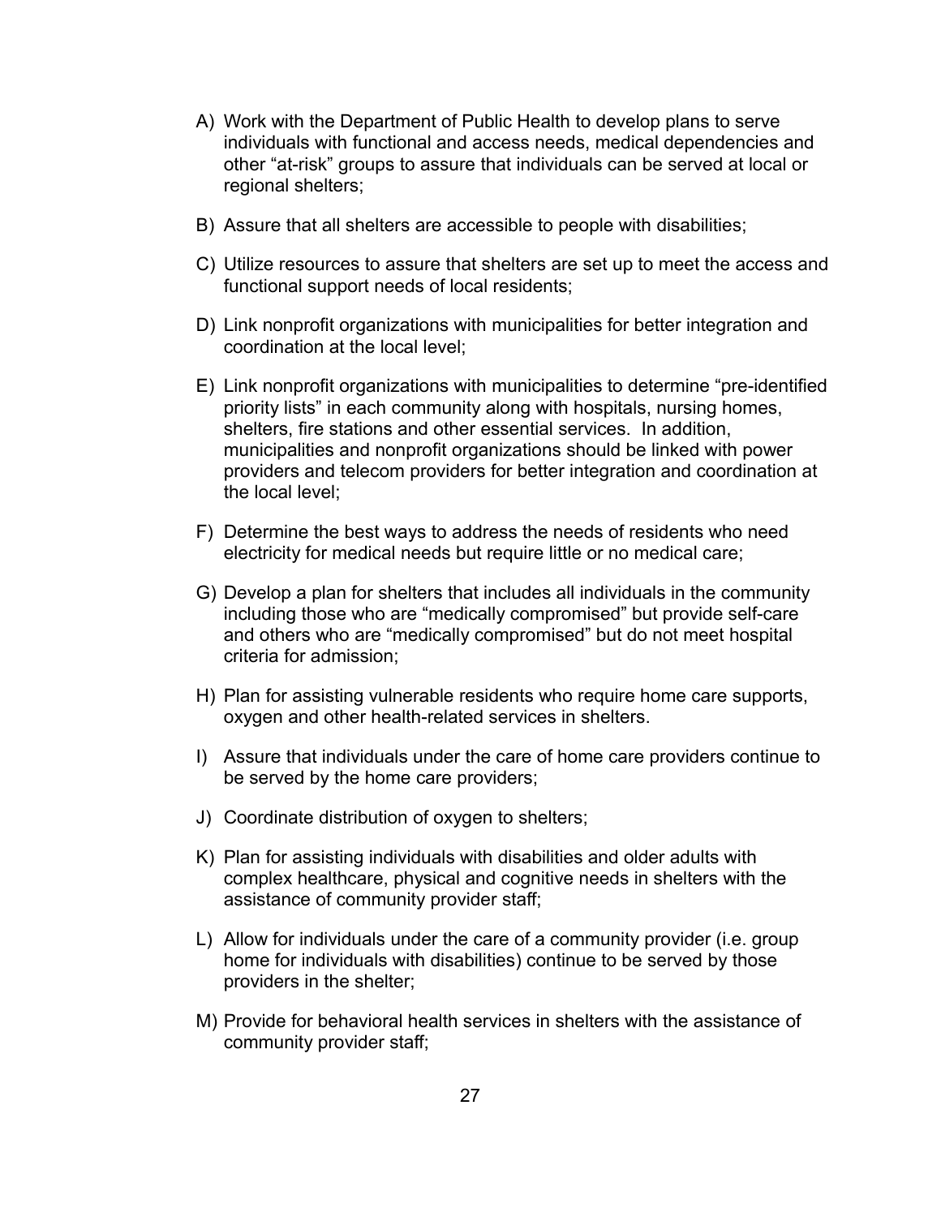A) Work with the Department of Public Health to develop plans to serve individuals with functional and access needs, medical dependencies and other "at-risk" groups to assure that individuals can be served at local or regional shelters;

B) Assure that all shelters are accessible to people with disabilities;

C) Utilize resources to assure that shelters are set up to meet the access and functional support needs of local residents;

D) Link nonprofit organizations with municipalities for better integration and coordination at the local level;

E) Link nonprofit organizations with municipalities to determine "pre-identified priority lists" in each community along with hospitals, nursing homes, shelters, fire stations and other essential services. In addition, municipalities and nonprofit organizations should be linked with power providers and telecom providers for better integration and coordination at the local level;

F) Determine the best ways to address the needs of residents who need electricity for medical needs but require little or no medical care;

G) Develop a plan for shelters that includes all individuals in the community including those who are "medically compromised" but provide self-care and others who are "medically compromised" but do not meet hospital criteria for admission;

H) Plan for assisting vulnerable residents who require home care supports, oxygen and other health-related services in shelters.

I) Assure that individuals under the care of home care providers continue to be served by the home care providers;

J) Coordinate distribution of oxygen to shelters;

K) Plan for assisting individuals with disabilities and older adults with complex healthcare, physical and cognitive needs in shelters with the assistance of community provider staff;

L) Allow for individuals under the care of a community provider (i.e. group home for individuals with disabilities) continue to be served by those providers in the shelter;

M) Provide for behavioral health services in shelters with the assistance of community provider staff;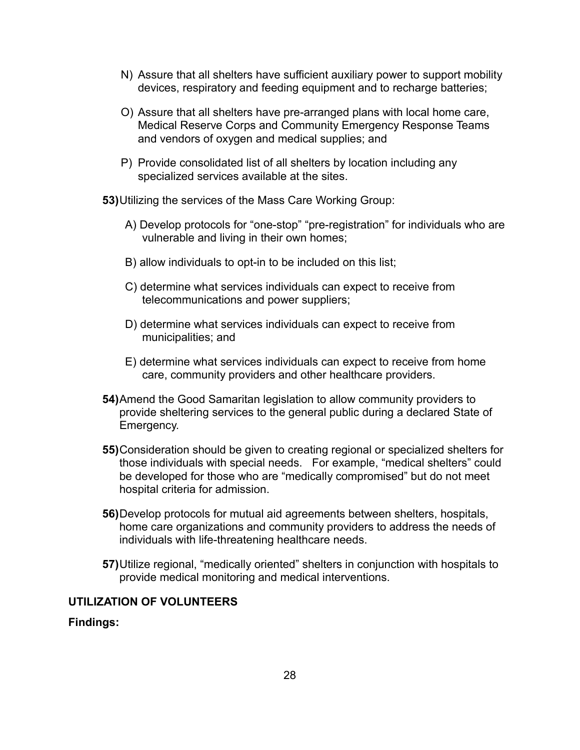N) Assure that all shelters have sufficient auxiliary power to support mobility devices, respiratory and feeding equipment and to recharge batteries;

O) Assure that all shelters have pre-arranged plans with local home care, Medical Reserve Corps and Community Emergency Response Teams and vendors of oxygen and medical supplies; and

P) Provide consolidated list of all shelters by location including any specialized services available at the sites.

**53)** Utilizing the services of the Mass Care Working Group:

A) Develop protocols for “one-stop” “pre-registration” for individuals who are vulnerable and living in their own homes;

B) allow individuals to opt-in to be included on this list;

C) determine what services individuals can expect to receive from telecommunications and power suppliers;

D) determine what services individuals can expect to receive from municipalities; and

E) determine what services individuals can expect to receive from home care, community providers and other healthcare providers.

**54)** Amend the Good Samaritan legislation to allow community providers to provide sheltering services to the general public during a declared State of Emergency.

**55)** Consideration should be given to creating regional or specialized shelters for those individuals with special needs. For example, “medical shelters” could be developed for those who are “medically compromised” but do not meet hospital criteria for admission.

**56)** Develop protocols for mutual aid agreements between shelters, hospitals, home care organizations and community providers to address the needs of individuals with life-threatening healthcare needs.

**57)** Utilize regional, “medically oriented” shelters in conjunction with hospitals to provide medical monitoring and medical interventions.

## UTILIZATION OF VOLUNTEERS

**Findings:**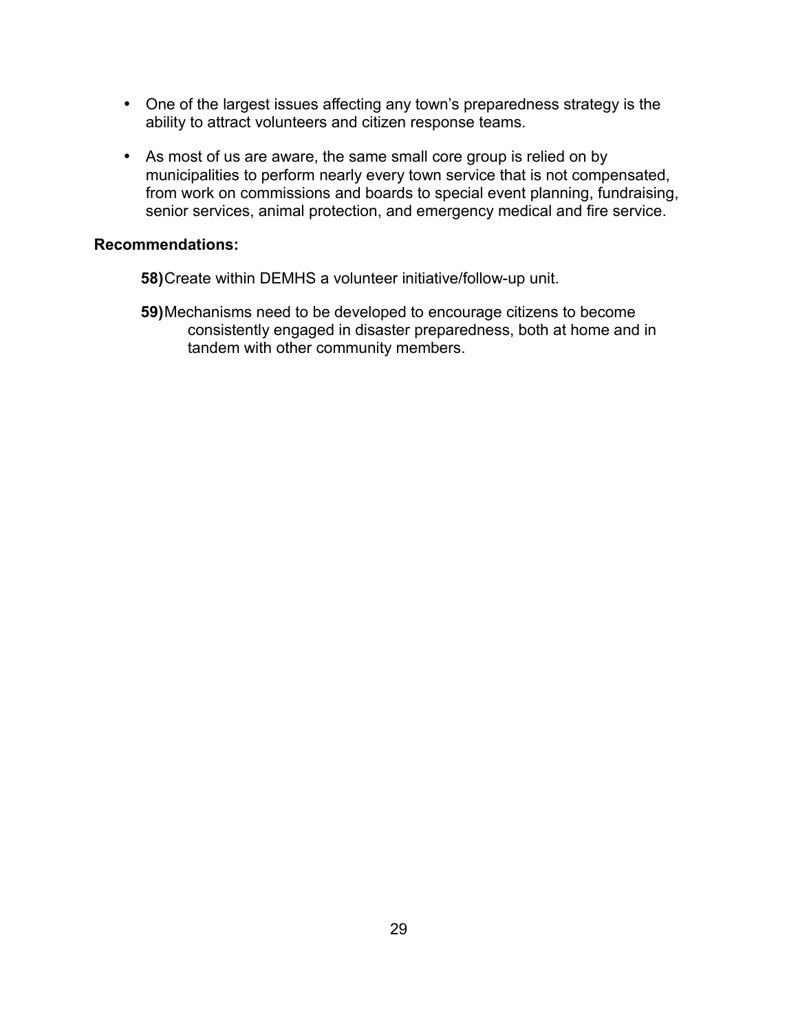- One of the largest issues affecting any town's preparedness strategy is the ability to attract volunteers and citizen response teams.
- As most of us are aware, the same small core group is relied on by municipalities to perform nearly every town service that is not compensated, from work on commissions and boards to special event planning, fundraising, senior services, animal protection, and emergency medical and fire service.

**Recommendations:**

**58)** Create within DEMHS a volunteer initiative/follow-up unit.

**59)** Mechanisms need to be developed to encourage citizens to become consistently engaged in disaster preparedness, both at home and in tandem with other community members.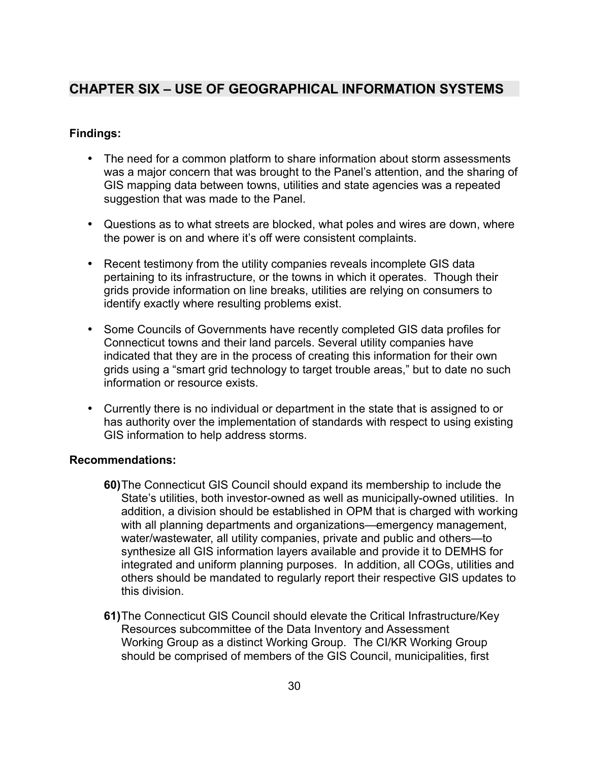## CHAPTER SIX – USE OF GEOGRAPHICAL INFORMATION SYSTEMS

**Findings:**

- The need for a common platform to share information about storm assessments was a major concern that was brought to the Panel's attention, and the sharing of GIS mapping data between towns, utilities and state agencies was a repeated suggestion that was made to the Panel.
- Questions as to what streets are blocked, what poles and wires are down, where the power is on and where it's off were consistent complaints.
- Recent testimony from the utility companies reveals incomplete GIS data pertaining to its infrastructure, or the towns in which it operates. Though their grids provide information on line breaks, utilities are relying on consumers to identify exactly where resulting problems exist.
- Some Councils of Governments have recently completed GIS data profiles for Connecticut towns and their land parcels. Several utility companies have indicated that they are in the process of creating this information for their own grids using a "smart grid technology to target trouble areas," but to date no such information or resource exists.
- Currently there is no individual or department in the state that is assigned to or has authority over the implementation of standards with respect to using existing GIS information to help address storms.

**Recommendations:**

**60)** The Connecticut GIS Council should expand its membership to include the State's utilities, both investor-owned as well as municipally-owned utilities. In addition, a division should be established in OPM that is charged with working with all planning departments and organizations—emergency management, water/wastewater, all utility companies, private and public and others—to synthesize all GIS information layers available and provide it to DEMHS for integrated and uniform planning purposes. In addition, all COGs, utilities and others should be mandated to regularly report their respective GIS updates to this division.

**61)** The Connecticut GIS Council should elevate the Critical Infrastructure/Key Resources subcommittee of the Data Inventory and Assessment Working Group as a distinct Working Group. The CI/KR Working Group should be comprised of members of the GIS Council, municipalities, first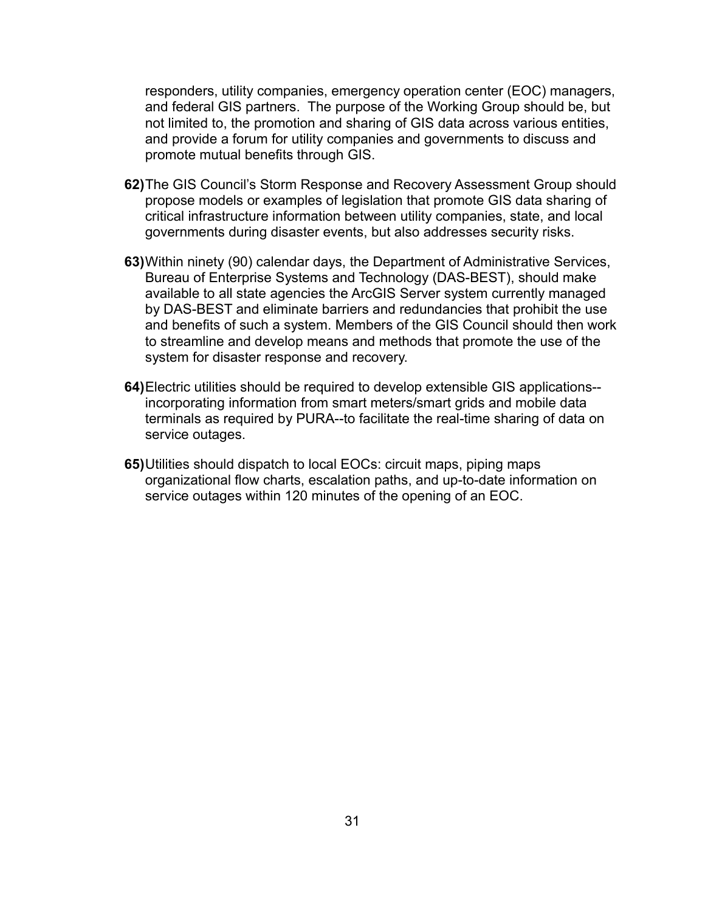responders, utility companies, emergency operation center (EOC) managers, and federal GIS partners. The purpose of the Working Group should be, but not limited to, the promotion and sharing of GIS data across various entities, and provide a forum for utility companies and governments to discuss and promote mutual benefits through GIS.

**62)** The GIS Council's Storm Response and Recovery Assessment Group should propose models or examples of legislation that promote GIS data sharing of critical infrastructure information between utility companies, state, and local governments during disaster events, but also addresses security risks.

**63)** Within ninety (90) calendar days, the Department of Administrative Services, Bureau of Enterprise Systems and Technology (DAS-BEST), should make available to all state agencies the ArcGIS Server system currently managed by DAS-BEST and eliminate barriers and redundancies that prohibit the use and benefits of such a system. Members of the GIS Council should then work to streamline and develop means and methods that promote the use of the system for disaster response and recovery.

**64)** Electric utilities should be required to develop extensible GIS applications--incorporating information from smart meters/smart grids and mobile data terminals as required by PURA--to facilitate the real-time sharing of data on service outages.

**65)** Utilities should dispatch to local EOCs: circuit maps, piping maps organizational flow charts, escalation paths, and up-to-date information on service outages within 120 minutes of the opening of an EOC.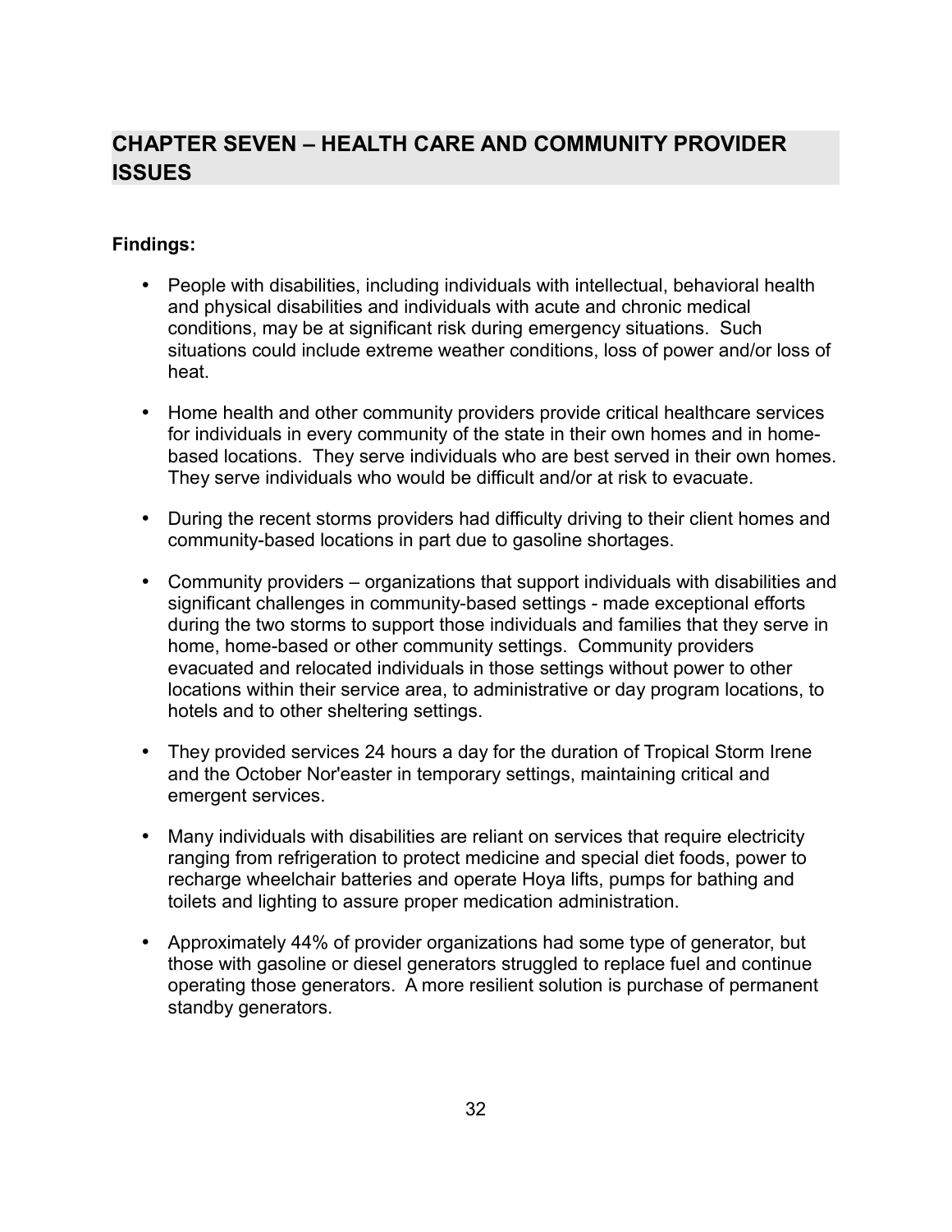## CHAPTER SEVEN – HEALTH CARE AND COMMUNITY PROVIDER ISSUES

**Findings:**

- People with disabilities, including individuals with intellectual, behavioral health and physical disabilities and individuals with acute and chronic medical conditions, may be at significant risk during emergency situations. Such situations could include extreme weather conditions, loss of power and/or loss of heat.
- Home health and other community providers provide critical healthcare services for individuals in every community of the state in their own homes and in home-based locations. They serve individuals who are best served in their own homes. They serve individuals who would be difficult and/or at risk to evacuate.
- During the recent storms providers had difficulty driving to their client homes and community-based locations in part due to gasoline shortages.
- Community providers – organizations that support individuals with disabilities and significant challenges in community-based settings - made exceptional efforts during the two storms to support those individuals and families that they serve in home, home-based or other community settings. Community providers evacuated and relocated individuals in those settings without power to other locations within their service area, to administrative or day program locations, to hotels and to other sheltering settings.
- They provided services 24 hours a day for the duration of Tropical Storm Irene and the October Nor'easter in temporary settings, maintaining critical and emergent services.
- Many individuals with disabilities are reliant on services that require electricity ranging from refrigeration to protect medicine and special diet foods, power to recharge wheelchair batteries and operate Hoya lifts, pumps for bathing and toilets and lighting to assure proper medication administration.
- Approximately 44% of provider organizations had some type of generator, but those with gasoline or diesel generators struggled to replace fuel and continue operating those generators. A more resilient solution is purchase of permanent standby generators.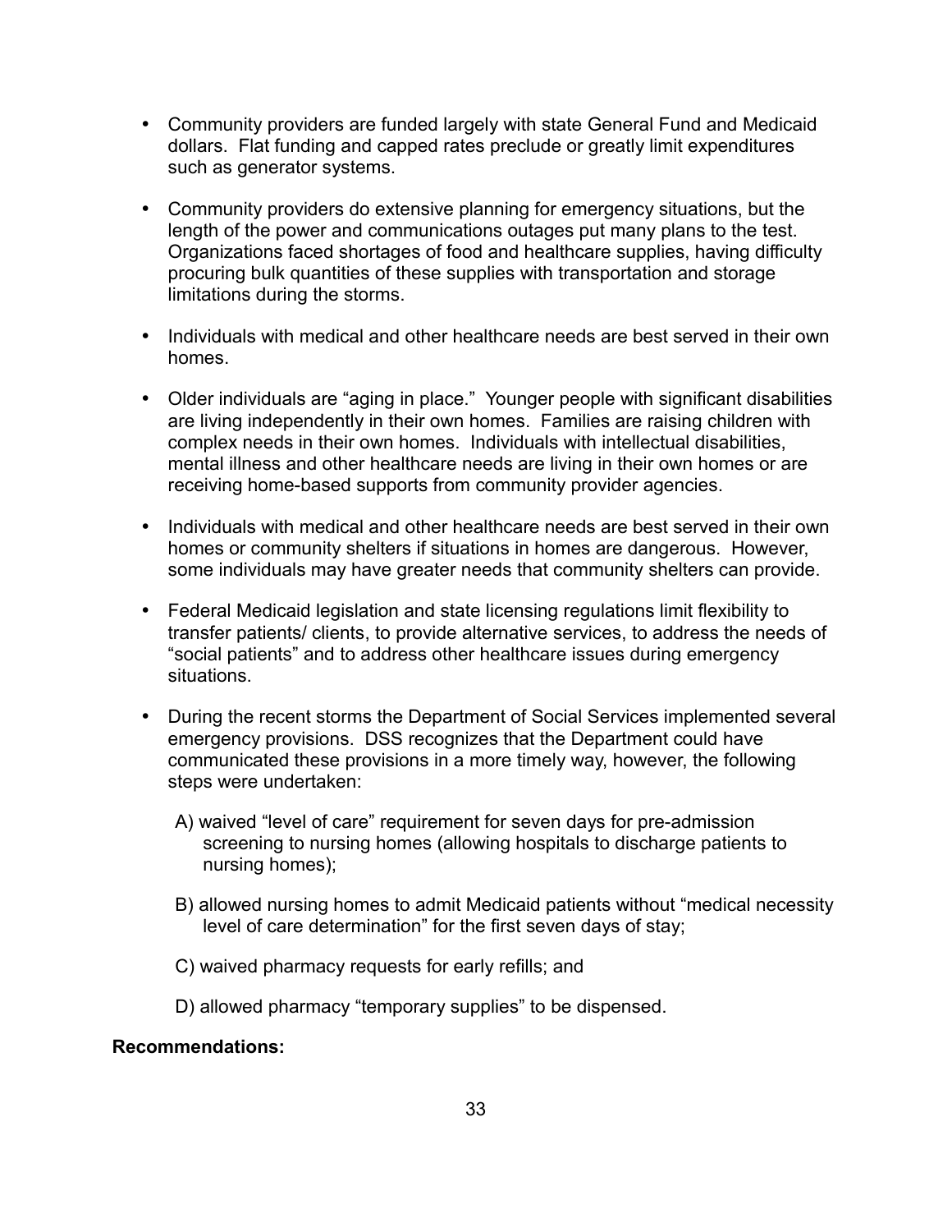- Community providers are funded largely with state General Fund and Medicaid dollars. Flat funding and capped rates preclude or greatly limit expenditures such as generator systems.

- Community providers do extensive planning for emergency situations, but the length of the power and communications outages put many plans to the test. Organizations faced shortages of food and healthcare supplies, having difficulty procuring bulk quantities of these supplies with transportation and storage limitations during the storms.

- Individuals with medical and other healthcare needs are best served in their own homes.

- Older individuals are "aging in place." Younger people with significant disabilities are living independently in their own homes. Families are raising children with complex needs in their own homes. Individuals with intellectual disabilities, mental illness and other healthcare needs are living in their own homes or are receiving home-based supports from community provider agencies.

- Individuals with medical and other healthcare needs are best served in their own homes or community shelters if situations in homes are dangerous. However, some individuals may have greater needs that community shelters can provide.

- Federal Medicaid legislation and state licensing regulations limit flexibility to transfer patients/ clients, to provide alternative services, to address the needs of "social patients" and to address other healthcare issues during emergency situations.

- During the recent storms the Department of Social Services implemented several emergency provisions. DSS recognizes that the Department could have communicated these provisions in a more timely way, however, the following steps were undertaken:

  A) waived "level of care" requirement for seven days for pre-admission screening to nursing homes (allowing hospitals to discharge patients to nursing homes);

  B) allowed nursing homes to admit Medicaid patients without "medical necessity level of care determination" for the first seven days of stay;

  C) waived pharmacy requests for early refills; and

  D) allowed pharmacy "temporary supplies" to be dispensed.

**Recommendations:**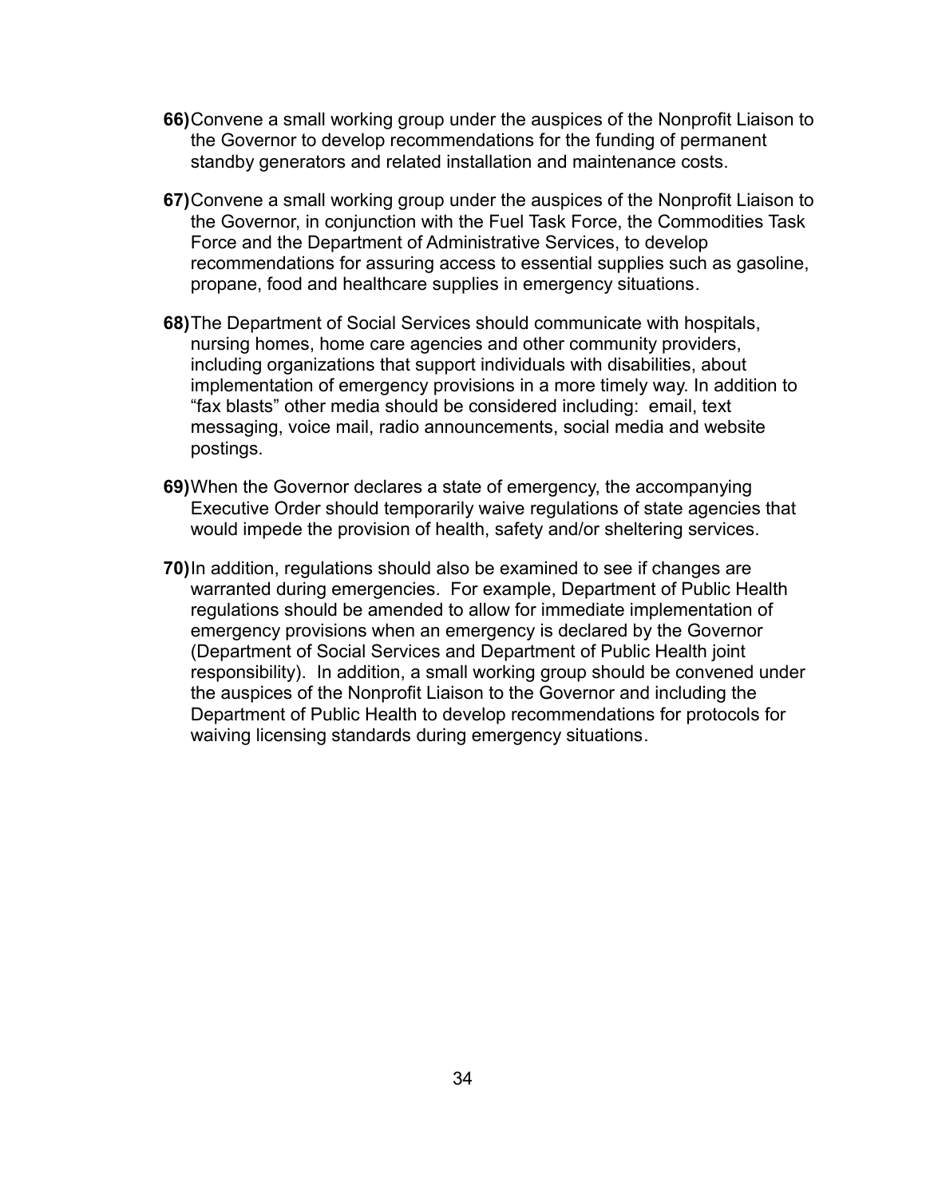**66)** Convene a small working group under the auspices of the Nonprofit Liaison to the Governor to develop recommendations for the funding of permanent standby generators and related installation and maintenance costs.

**67)** Convene a small working group under the auspices of the Nonprofit Liaison to the Governor, in conjunction with the Fuel Task Force, the Commodities Task Force and the Department of Administrative Services, to develop recommendations for assuring access to essential supplies such as gasoline, propane, food and healthcare supplies in emergency situations.

**68)** The Department of Social Services should communicate with hospitals, nursing homes, home care agencies and other community providers, including organizations that support individuals with disabilities, about implementation of emergency provisions in a more timely way. In addition to "fax blasts" other media should be considered including: email, text messaging, voice mail, radio announcements, social media and website postings.

**69)** When the Governor declares a state of emergency, the accompanying Executive Order should temporarily waive regulations of state agencies that would impede the provision of health, safety and/or sheltering services.

**70)** In addition, regulations should also be examined to see if changes are warranted during emergencies. For example, Department of Public Health regulations should be amended to allow for immediate implementation of emergency provisions when an emergency is declared by the Governor (Department of Social Services and Department of Public Health joint responsibility). In addition, a small working group should be convened under the auspices of the Nonprofit Liaison to the Governor and including the Department of Public Health to develop recommendations for protocols for waiving licensing standards during emergency situations.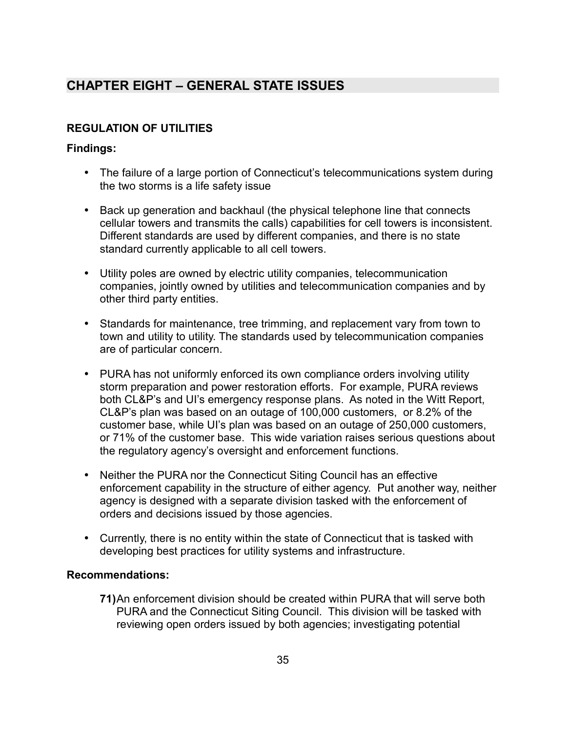# CHAPTER EIGHT – GENERAL STATE ISSUES

## REGULATION OF UTILITIES

**Findings:**

- The failure of a large portion of Connecticut's telecommunications system during the two storms is a life safety issue
- Back up generation and backhaul (the physical telephone line that connects cellular towers and transmits the calls) capabilities for cell towers is inconsistent. Different standards are used by different companies, and there is no state standard currently applicable to all cell towers.
- Utility poles are owned by electric utility companies, telecommunication companies, jointly owned by utilities and telecommunication companies and by other third party entities.
- Standards for maintenance, tree trimming, and replacement vary from town to town and utility to utility. The standards used by telecommunication companies are of particular concern.
- PURA has not uniformly enforced its own compliance orders involving utility storm preparation and power restoration efforts. For example, PURA reviews both CL&P's and UI's emergency response plans. As noted in the Witt Report, CL&P's plan was based on an outage of 100,000 customers, or 8.2% of the customer base, while UI's plan was based on an outage of 250,000 customers, or 71% of the customer base. This wide variation raises serious questions about the regulatory agency's oversight and enforcement functions.
- Neither the PURA nor the Connecticut Siting Council has an effective enforcement capability in the structure of either agency. Put another way, neither agency is designed with a separate division tasked with the enforcement of orders and decisions issued by those agencies.
- Currently, there is no entity within the state of Connecticut that is tasked with developing best practices for utility systems and infrastructure.

**Recommendations:**

**71)** An enforcement division should be created within PURA that will serve both PURA and the Connecticut Siting Council. This division will be tasked with reviewing open orders issued by both agencies; investigating potential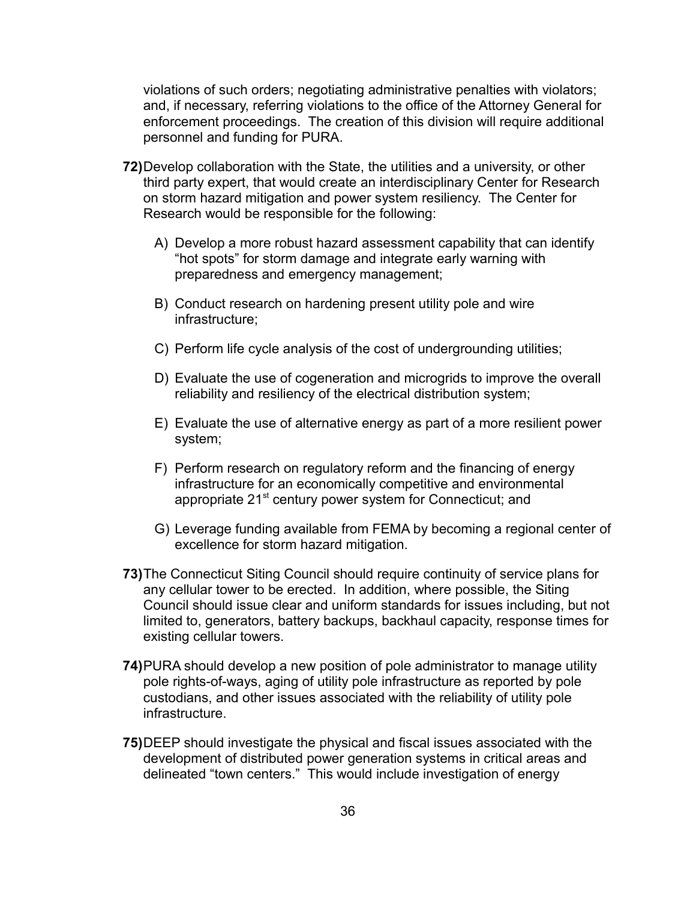violations of such orders; negotiating administrative penalties with violators; and, if necessary, referring violations to the office of the Attorney General for enforcement proceedings. The creation of this division will require additional personnel and funding for PURA.

**72)** Develop collaboration with the State, the utilities and a university, or other third party expert, that would create an interdisciplinary Center for Research on storm hazard mitigation and power system resiliency. The Center for Research would be responsible for the following:

   A) Develop a more robust hazard assessment capability that can identify "hot spots" for storm damage and integrate early warning with preparedness and emergency management;

   B) Conduct research on hardening present utility pole and wire infrastructure;

   C) Perform life cycle analysis of the cost of undergrounding utilities;

   D) Evaluate the use of cogeneration and microgrids to improve the overall reliability and resiliency of the electrical distribution system;

   E) Evaluate the use of alternative energy as part of a more resilient power system;

   F) Perform research on regulatory reform and the financing of energy infrastructure for an economically competitive and environmental appropriate 21st century power system for Connecticut; and

   G) Leverage funding available from FEMA by becoming a regional center of excellence for storm hazard mitigation.

**73)** The Connecticut Siting Council should require continuity of service plans for any cellular tower to be erected. In addition, where possible, the Siting Council should issue clear and uniform standards for issues including, but not limited to, generators, battery backups, backhaul capacity, response times for existing cellular towers.

**74)** PURA should develop a new position of pole administrator to manage utility pole rights-of-ways, aging of utility pole infrastructure as reported by pole custodians, and other issues associated with the reliability of utility pole infrastructure.

**75)** DEEP should investigate the physical and fiscal issues associated with the development of distributed power generation systems in critical areas and delineated "town centers." This would include investigation of energy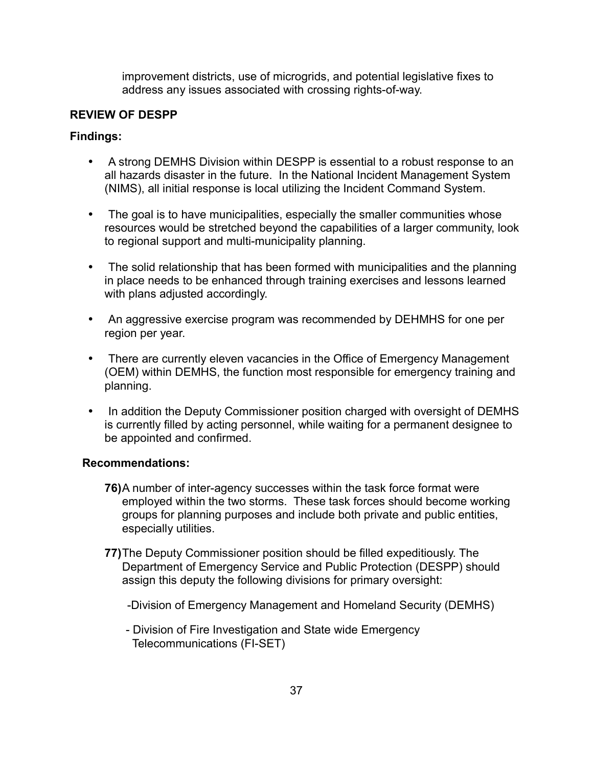improvement districts, use of microgrids, and potential legislative fixes to address any issues associated with crossing rights-of-way.

**REVIEW OF DESPP**

**Findings:**

- A strong DEMHS Division within DESPP is essential to a robust response to an all hazards disaster in the future. In the National Incident Management System (NIMS), all initial response is local utilizing the Incident Command System.
- The goal is to have municipalities, especially the smaller communities whose resources would be stretched beyond the capabilities of a larger community, look to regional support and multi-municipality planning.
- The solid relationship that has been formed with municipalities and the planning in place needs to be enhanced through training exercises and lessons learned with plans adjusted accordingly.
- An aggressive exercise program was recommended by DEHMHS for one per region per year.
- There are currently eleven vacancies in the Office of Emergency Management (OEM) within DEMHS, the function most responsible for emergency training and planning.
- In addition the Deputy Commissioner position charged with oversight of DEMHS is currently filled by acting personnel, while waiting for a permanent designee to be appointed and confirmed.

**Recommendations:**

**76)** A number of inter-agency successes within the task force format were employed within the two storms. These task forces should become working groups for planning purposes and include both private and public entities, especially utilities.

**77)** The Deputy Commissioner position should be filled expeditiously. The Department of Emergency Service and Public Protection (DESPP) should assign this deputy the following divisions for primary oversight:

-Division of Emergency Management and Homeland Security (DEMHS)

- Division of Fire Investigation and State wide Emergency Telecommunications (FI-SET)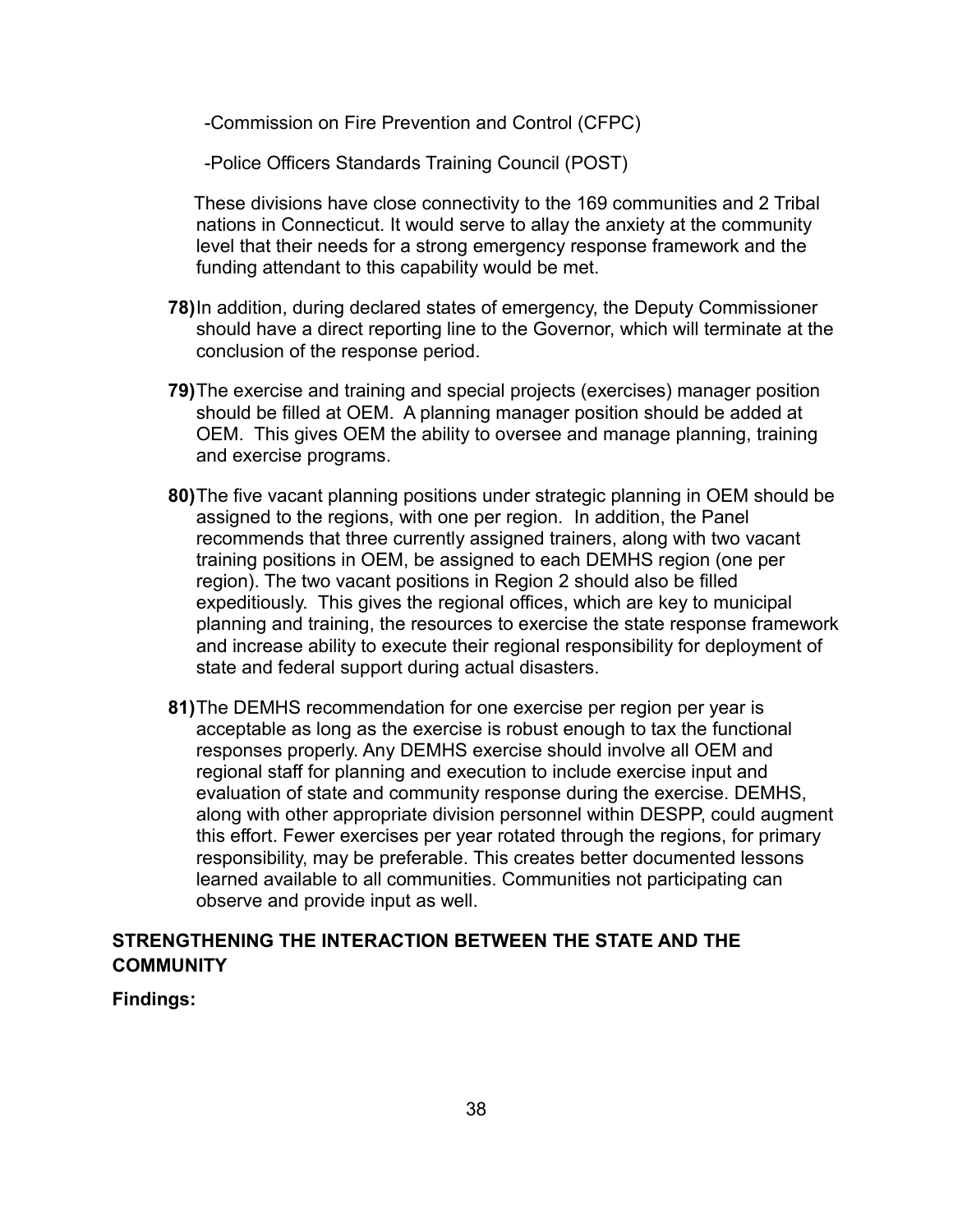-Commission on Fire Prevention and Control (CFPC)

-Police Officers Standards Training Council (POST)

These divisions have close connectivity to the 169 communities and 2 Tribal nations in Connecticut. It would serve to allay the anxiety at the community level that their needs for a strong emergency response framework and the funding attendant to this capability would be met.

**78)** In addition, during declared states of emergency, the Deputy Commissioner should have a direct reporting line to the Governor, which will terminate at the conclusion of the response period.

**79)** The exercise and training and special projects (exercises) manager position should be filled at OEM. A planning manager position should be added at OEM. This gives OEM the ability to oversee and manage planning, training and exercise programs.

**80)** The five vacant planning positions under strategic planning in OEM should be assigned to the regions, with one per region. In addition, the Panel recommends that three currently assigned trainers, along with two vacant training positions in OEM, be assigned to each DEMHS region (one per region). The two vacant positions in Region 2 should also be filled expeditiously. This gives the regional offices, which are key to municipal planning and training, the resources to exercise the state response framework and increase ability to execute their regional responsibility for deployment of state and federal support during actual disasters.

**81)** The DEMHS recommendation for one exercise per region per year is acceptable as long as the exercise is robust enough to tax the functional responses properly. Any DEMHS exercise should involve all OEM and regional staff for planning and execution to include exercise input and evaluation of state and community response during the exercise. DEMHS, along with other appropriate division personnel within DESPP, could augment this effort. Fewer exercises per year rotated through the regions, for primary responsibility, may be preferable. This creates better documented lessons learned available to all communities. Communities not participating can observe and provide input as well.

## STRENGTHENING THE INTERACTION BETWEEN THE STATE AND THE COMMUNITY

**Findings:**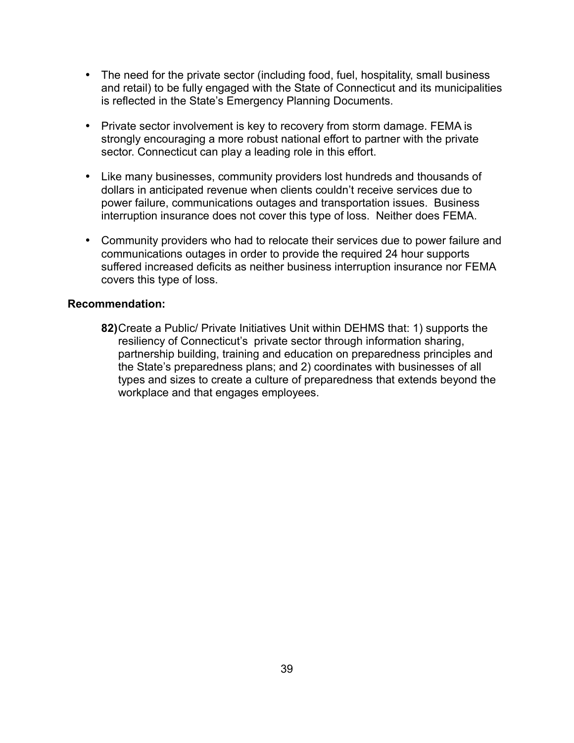- The need for the private sector (including food, fuel, hospitality, small business and retail) to be fully engaged with the State of Connecticut and its municipalities is reflected in the State's Emergency Planning Documents.

- Private sector involvement is key to recovery from storm damage. FEMA is strongly encouraging a more robust national effort to partner with the private sector. Connecticut can play a leading role in this effort.

- Like many businesses, community providers lost hundreds and thousands of dollars in anticipated revenue when clients couldn't receive services due to power failure, communications outages and transportation issues. Business interruption insurance does not cover this type of loss. Neither does FEMA.

- Community providers who had to relocate their services due to power failure and communications outages in order to provide the required 24 hour supports suffered increased deficits as neither business interruption insurance nor FEMA covers this type of loss.

**Recommendation:**

**82)** Create a Public/ Private Initiatives Unit within DEHMS that: 1) supports the resiliency of Connecticut's private sector through information sharing, partnership building, training and education on preparedness principles and the State's preparedness plans; and 2) coordinates with businesses of all types and sizes to create a culture of preparedness that extends beyond the workplace and that engages employees.